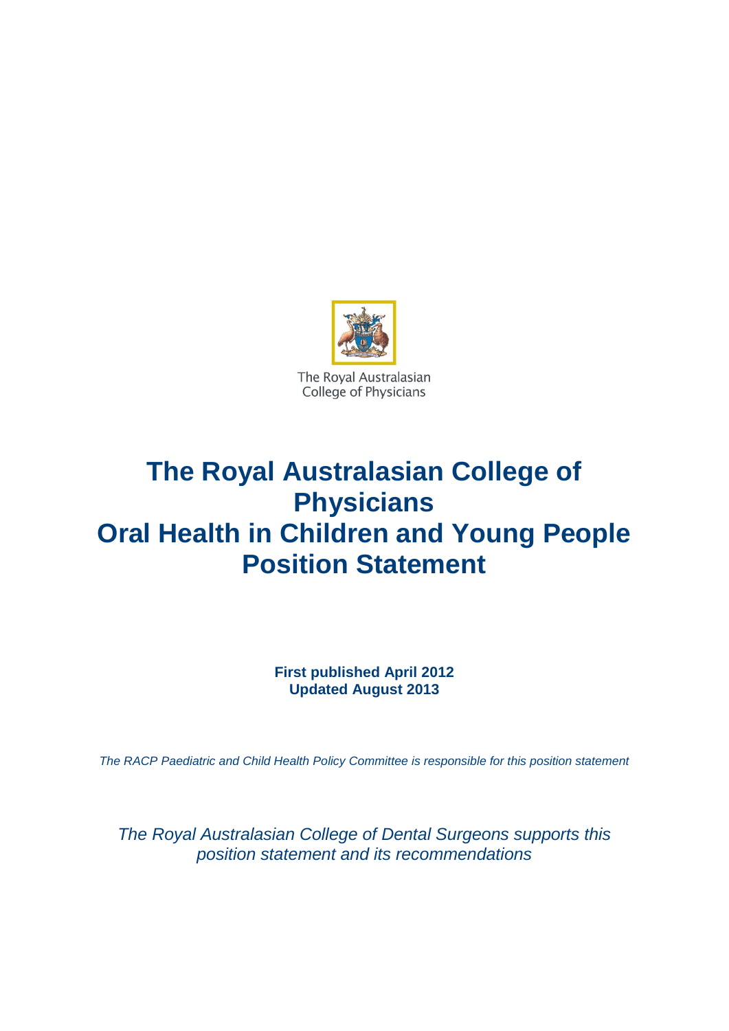The Royal Australasian College of Physicians

# The Royal Australasian College of Physicians
# Oral Health in Children and Young People Position Statement

**First published April 2012**
**Updated August 2013**

*The RACP Paediatric and Child Health Policy Committee is responsible for this position statement*

*The Royal Australasian College of Dental Surgeons supports this position statement and its recommendations*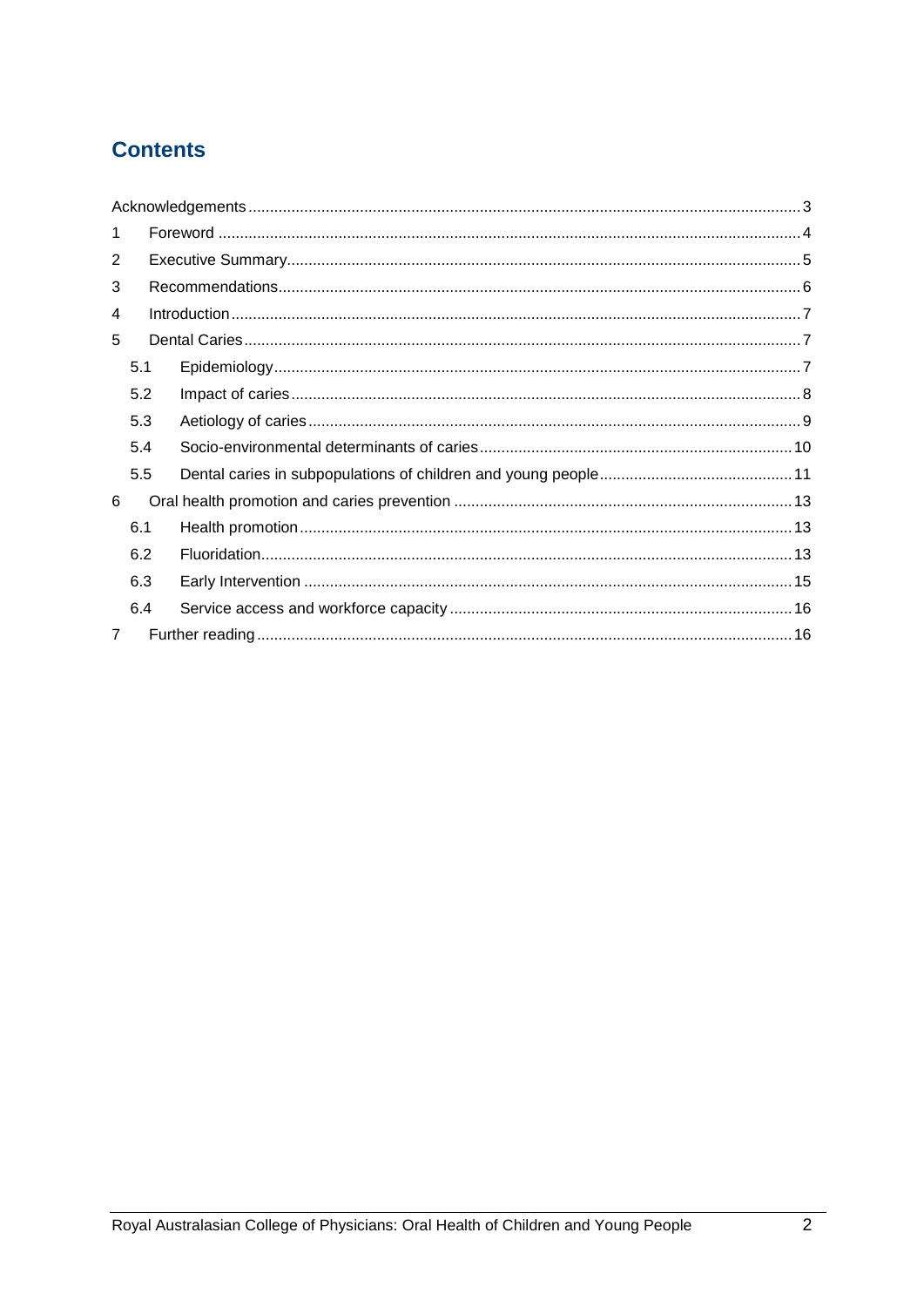# Contents

Acknowledgements ..... 3

1 Foreword ..... 4

2 Executive Summary ..... 5

3 Recommendations ..... 6

4 Introduction ..... 7

5 Dental Caries ..... 7

- 5.1 Epidemiology ..... 7
- 5.2 Impact of caries ..... 8
- 5.3 Aetiology of caries ..... 9
- 5.4 Socio-environmental determinants of caries ..... 10
- 5.5 Dental caries in subpopulations of children and young people ..... 11

6 Oral health promotion and caries prevention ..... 13

- 6.1 Health promotion ..... 13
- 6.2 Fluoridation ..... 13
- 6.3 Early Intervention ..... 15
- 6.4 Service access and workforce capacity ..... 16

7 Further reading ..... 16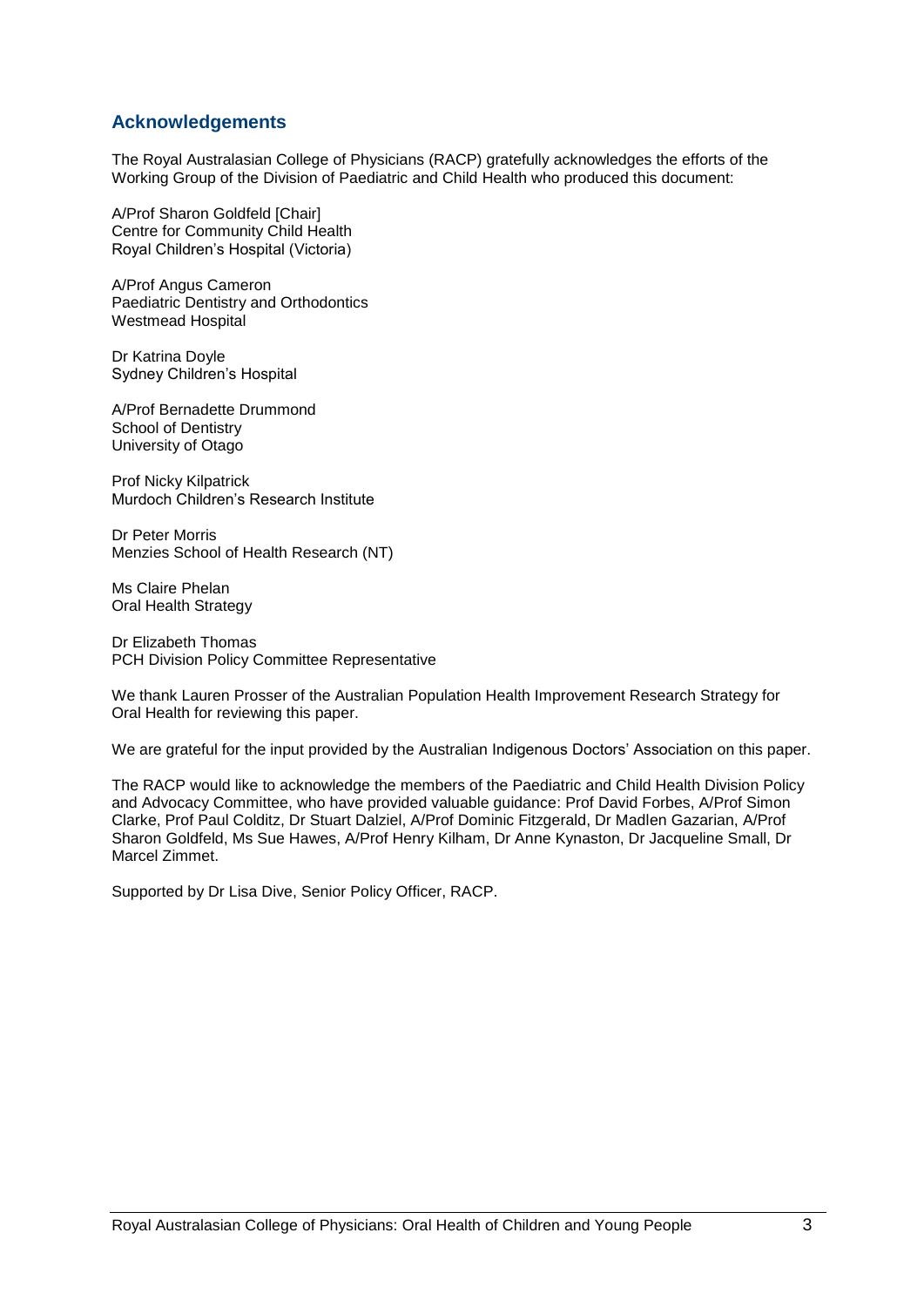## Acknowledgements

The Royal Australasian College of Physicians (RACP) gratefully acknowledges the efforts of the Working Group of the Division of Paediatric and Child Health who produced this document:

A/Prof Sharon Goldfeld [Chair]
Centre for Community Child Health
Royal Children's Hospital (Victoria)

A/Prof Angus Cameron
Paediatric Dentistry and Orthodontics
Westmead Hospital

Dr Katrina Doyle
Sydney Children's Hospital

A/Prof Bernadette Drummond
School of Dentistry
University of Otago

Prof Nicky Kilpatrick
Murdoch Children's Research Institute

Dr Peter Morris
Menzies School of Health Research (NT)

Ms Claire Phelan
Oral Health Strategy

Dr Elizabeth Thomas
PCH Division Policy Committee Representative

We thank Lauren Prosser of the Australian Population Health Improvement Research Strategy for Oral Health for reviewing this paper.

We are grateful for the input provided by the Australian Indigenous Doctors' Association on this paper.

The RACP would like to acknowledge the members of the Paediatric and Child Health Division Policy and Advocacy Committee, who have provided valuable guidance: Prof David Forbes, A/Prof Simon Clarke, Prof Paul Colditz, Dr Stuart Dalziel, A/Prof Dominic Fitzgerald, Dr Madlen Gazarian, A/Prof Sharon Goldfeld, Ms Sue Hawes, A/Prof Henry Kilham, Dr Anne Kynaston, Dr Jacqueline Small, Dr Marcel Zimmet.

Supported by Dr Lisa Dive, Senior Policy Officer, RACP.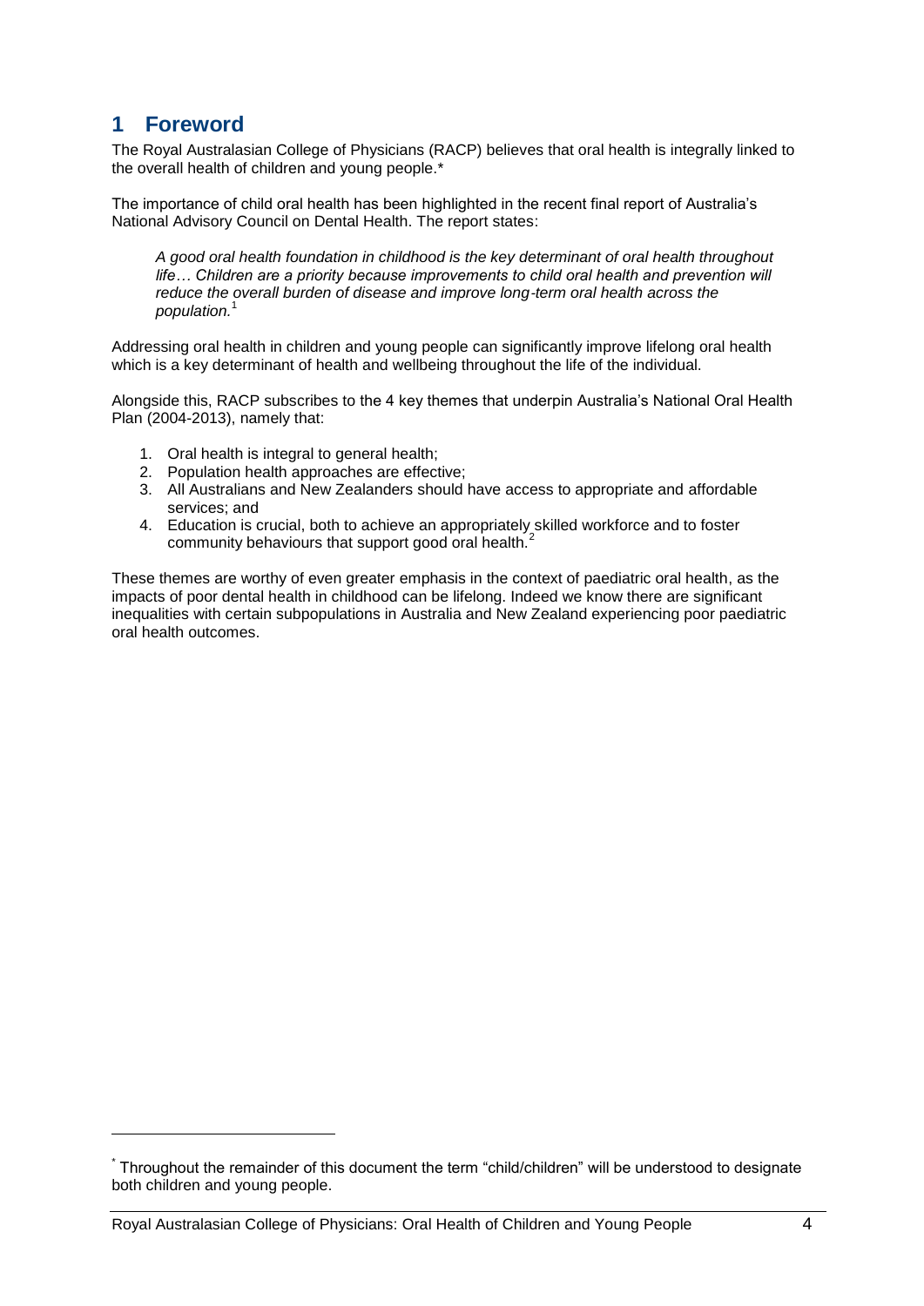# 1 Foreword

The Royal Australasian College of Physicians (RACP) believes that oral health is integrally linked to the overall health of children and young people.*

The importance of child oral health has been highlighted in the recent final report of Australia's National Advisory Council on Dental Health. The report states:

> *A good oral health foundation in childhood is the key determinant of oral health throughout life… Children are a priority because improvements to child oral health and prevention will reduce the overall burden of disease and improve long-term oral health across the population.*[1]

Addressing oral health in children and young people can significantly improve lifelong oral health which is a key determinant of health and wellbeing throughout the life of the individual.

Alongside this, RACP subscribes to the 4 key themes that underpin Australia's National Oral Health Plan (2004-2013), namely that:

1. Oral health is integral to general health;
2. Population health approaches are effective;
3. All Australians and New Zealanders should have access to appropriate and affordable services; and
4. Education is crucial, both to achieve an appropriately skilled workforce and to foster community behaviours that support good oral health.[2]

These themes are worthy of even greater emphasis in the context of paediatric oral health, as the impacts of poor dental health in childhood can be lifelong. Indeed we know there are significant inequalities with certain subpopulations in Australia and New Zealand experiencing poor paediatric oral health outcomes.

---

* Throughout the remainder of this document the term "child/children" will be understood to designate both children and young people.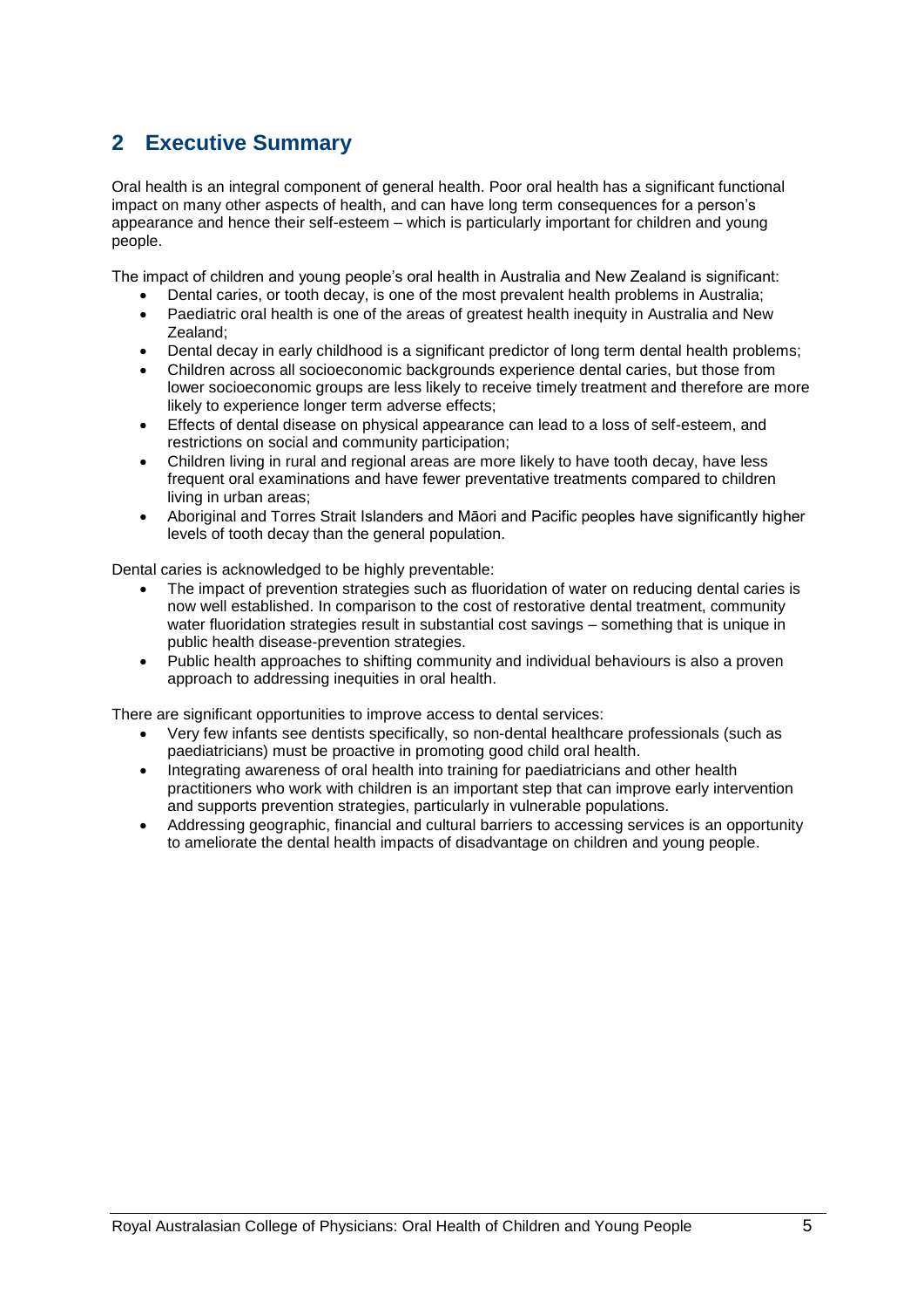## 2 Executive Summary

Oral health is an integral component of general health. Poor oral health has a significant functional impact on many other aspects of health, and can have long term consequences for a person's appearance and hence their self-esteem – which is particularly important for children and young people.

The impact of children and young people's oral health in Australia and New Zealand is significant:

- Dental caries, or tooth decay, is one of the most prevalent health problems in Australia;
- Paediatric oral health is one of the areas of greatest health inequity in Australia and New Zealand;
- Dental decay in early childhood is a significant predictor of long term dental health problems;
- Children across all socioeconomic backgrounds experience dental caries, but those from lower socioeconomic groups are less likely to receive timely treatment and therefore are more likely to experience longer term adverse effects;
- Effects of dental disease on physical appearance can lead to a loss of self-esteem, and restrictions on social and community participation;
- Children living in rural and regional areas are more likely to have tooth decay, have less frequent oral examinations and have fewer preventative treatments compared to children living in urban areas;
- Aboriginal and Torres Strait Islanders and Māori and Pacific peoples have significantly higher levels of tooth decay than the general population.

Dental caries is acknowledged to be highly preventable:

- The impact of prevention strategies such as fluoridation of water on reducing dental caries is now well established. In comparison to the cost of restorative dental treatment, community water fluoridation strategies result in substantial cost savings – something that is unique in public health disease-prevention strategies.
- Public health approaches to shifting community and individual behaviours is also a proven approach to addressing inequities in oral health.

There are significant opportunities to improve access to dental services:

- Very few infants see dentists specifically, so non-dental healthcare professionals (such as paediatricians) must be proactive in promoting good child oral health.
- Integrating awareness of oral health into training for paediatricians and other health practitioners who work with children is an important step that can improve early intervention and supports prevention strategies, particularly in vulnerable populations.
- Addressing geographic, financial and cultural barriers to accessing services is an opportunity to ameliorate the dental health impacts of disadvantage on children and young people.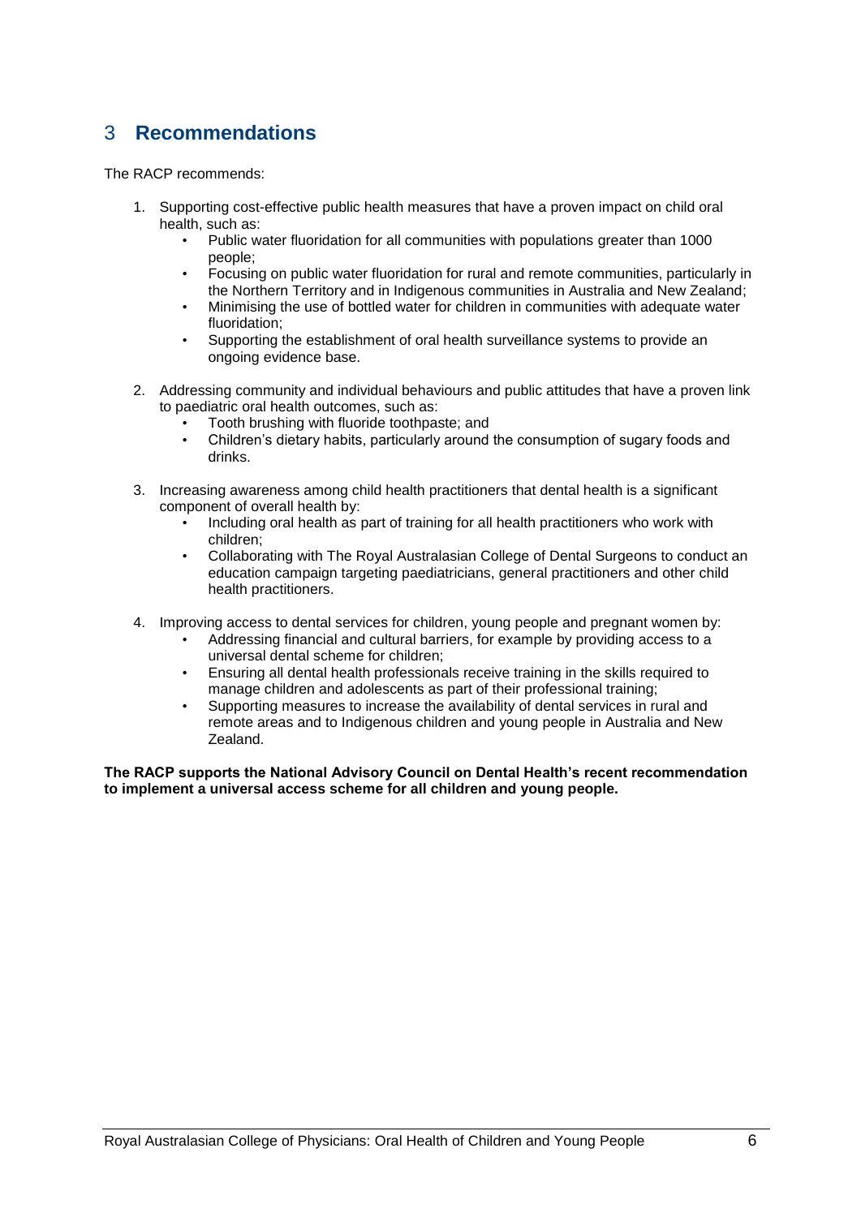# 3 Recommendations

The RACP recommends:

1. Supporting cost-effective public health measures that have a proven impact on child oral health, such as:
   - Public water fluoridation for all communities with populations greater than 1000 people;
   - Focusing on public water fluoridation for rural and remote communities, particularly in the Northern Territory and in Indigenous communities in Australia and New Zealand;
   - Minimising the use of bottled water for children in communities with adequate water fluoridation;
   - Supporting the establishment of oral health surveillance systems to provide an ongoing evidence base.

2. Addressing community and individual behaviours and public attitudes that have a proven link to paediatric oral health outcomes, such as:
   - Tooth brushing with fluoride toothpaste; and
   - Children's dietary habits, particularly around the consumption of sugary foods and drinks.

3. Increasing awareness among child health practitioners that dental health is a significant component of overall health by:
   - Including oral health as part of training for all health practitioners who work with children;
   - Collaborating with The Royal Australasian College of Dental Surgeons to conduct an education campaign targeting paediatricians, general practitioners and other child health practitioners.

4. Improving access to dental services for children, young people and pregnant women by:
   - Addressing financial and cultural barriers, for example by providing access to a universal dental scheme for children;
   - Ensuring all dental health professionals receive training in the skills required to manage children and adolescents as part of their professional training;
   - Supporting measures to increase the availability of dental services in rural and remote areas and to Indigenous children and young people in Australia and New Zealand.

**The RACP supports the National Advisory Council on Dental Health's recent recommendation to implement a universal access scheme for all children and young people.**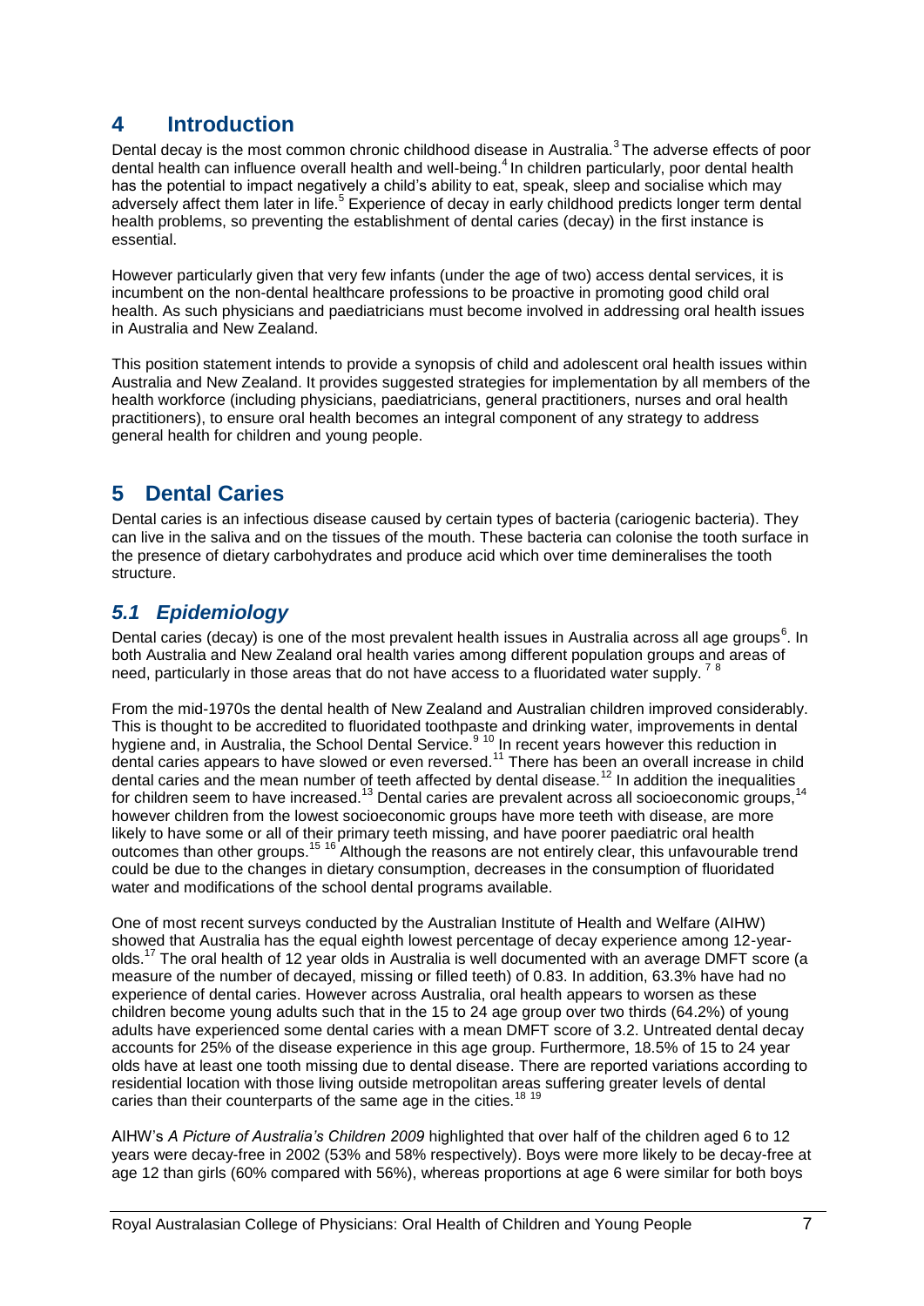# 4 Introduction

Dental decay is the most common chronic childhood disease in Australia.[3] The adverse effects of poor dental health can influence overall health and well-being.[4] In children particularly, poor dental health has the potential to impact negatively a child's ability to eat, speak, sleep and socialise which may adversely affect them later in life.[5] Experience of decay in early childhood predicts longer term dental health problems, so preventing the establishment of dental caries (decay) in the first instance is essential.

However particularly given that very few infants (under the age of two) access dental services, it is incumbent on the non-dental healthcare professions to be proactive in promoting good child oral health. As such physicians and paediatricians must become involved in addressing oral health issues in Australia and New Zealand.

This position statement intends to provide a synopsis of child and adolescent oral health issues within Australia and New Zealand. It provides suggested strategies for implementation by all members of the health workforce (including physicians, paediatricians, general practitioners, nurses and oral health practitioners), to ensure oral health becomes an integral component of any strategy to address general health for children and young people.

# 5 Dental Caries

Dental caries is an infectious disease caused by certain types of bacteria (cariogenic bacteria). They can live in the saliva and on the tissues of the mouth. These bacteria can colonise the tooth surface in the presence of dietary carbohydrates and produce acid which over time demineralises the tooth structure.

## *5.1 Epidemiology*

Dental caries (decay) is one of the most prevalent health issues in Australia across all age groups[6]. In both Australia and New Zealand oral health varies among different population groups and areas of need, particularly in those areas that do not have access to a fluoridated water supply.[7,8]

From the mid-1970s the dental health of New Zealand and Australian children improved considerably. This is thought to be accredited to fluoridated toothpaste and drinking water, improvements in dental hygiene and, in Australia, the School Dental Service.[9,10] In recent years however this reduction in dental caries appears to have slowed or even reversed.[11] There has been an overall increase in child dental caries and the mean number of teeth affected by dental disease.[12] In addition the inequalities for children seem to have increased.[13] Dental caries are prevalent across all socioeconomic groups,[14] however children from the lowest socioeconomic groups have more teeth with disease, are more likely to have some or all of their primary teeth missing, and have poorer paediatric oral health outcomes than other groups.[15,16] Although the reasons are not entirely clear, this unfavourable trend could be due to the changes in dietary consumption, decreases in the consumption of fluoridated water and modifications of the school dental programs available.

One of most recent surveys conducted by the Australian Institute of Health and Welfare (AIHW) showed that Australia has the equal eighth lowest percentage of decay experience among 12-year-olds.[17] The oral health of 12 year olds in Australia is well documented with an average DMFT score (a measure of the number of decayed, missing or filled teeth) of 0.83. In addition, 63.3% have had no experience of dental caries. However across Australia, oral health appears to worsen as these children become young adults such that in the 15 to 24 age group over two thirds (64.2%) of young adults have experienced some dental caries with a mean DMFT score of 3.2. Untreated dental decay accounts for 25% of the disease experience in this age group. Furthermore, 18.5% of 15 to 24 year olds have at least one tooth missing due to dental disease. There are reported variations according to residential location with those living outside metropolitan areas suffering greater levels of dental caries than their counterparts of the same age in the cities.[18,19]

AIHW's *A Picture of Australia's Children 2009* highlighted that over half of the children aged 6 to 12 years were decay-free in 2002 (53% and 58% respectively). Boys were more likely to be decay-free at age 12 than girls (60% compared with 56%), whereas proportions at age 6 were similar for both boys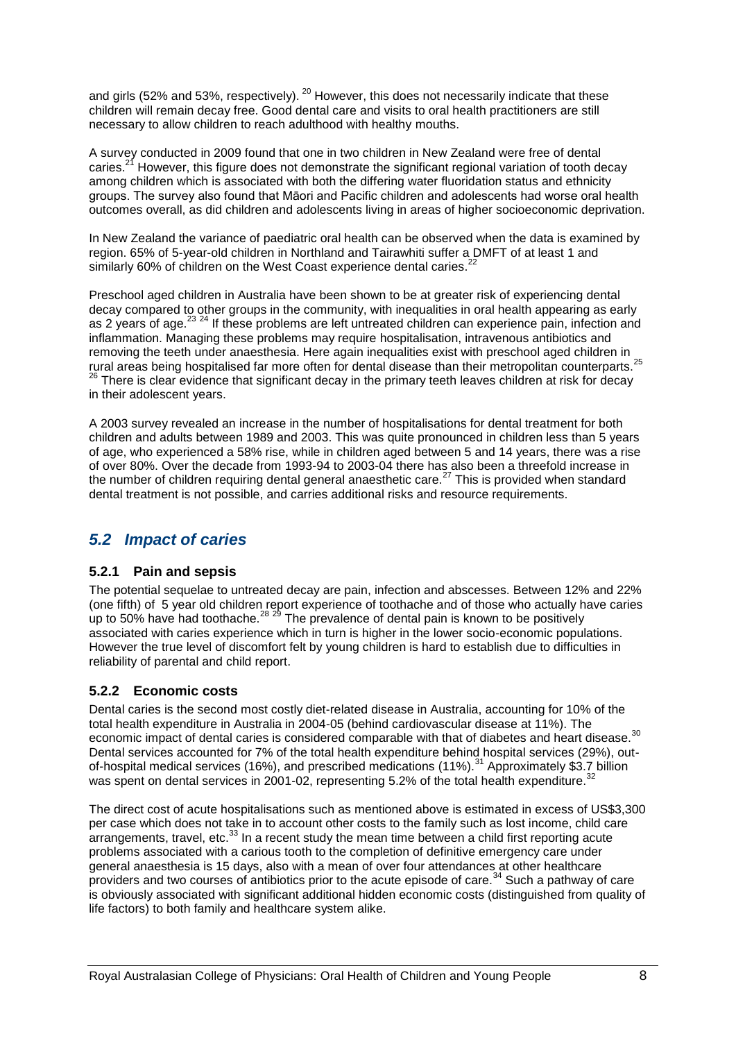and girls (52% and 53%, respectively).[20] However, this does not necessarily indicate that these children will remain decay free. Good dental care and visits to oral health practitioners are still necessary to allow children to reach adulthood with healthy mouths.

A survey conducted in 2009 found that one in two children in New Zealand were free of dental caries.[21] However, this figure does not demonstrate the significant regional variation of tooth decay among children which is associated with both the differing water fluoridation status and ethnicity groups. The survey also found that Māori and Pacific children and adolescents had worse oral health outcomes overall, as did children and adolescents living in areas of higher socioeconomic deprivation.

In New Zealand the variance of paediatric oral health can be observed when the data is examined by region. 65% of 5-year-old children in Northland and Tairawhiti suffer a DMFT of at least 1 and similarly 60% of children on the West Coast experience dental caries.[22]

Preschool aged children in Australia have been shown to be at greater risk of experiencing dental decay compared to other groups in the community, with inequalities in oral health appearing as early as 2 years of age.[23,24] If these problems are left untreated children can experience pain, infection and inflammation. Managing these problems may require hospitalisation, intravenous antibiotics and removing the teeth under anaesthesia. Here again inequalities exist with preschool aged children in rural areas being hospitalised far more often for dental disease than their metropolitan counterparts.[25,26] There is clear evidence that significant decay in the primary teeth leaves children at risk for decay in their adolescent years.

A 2003 survey revealed an increase in the number of hospitalisations for dental treatment for both children and adults between 1989 and 2003. This was quite pronounced in children less than 5 years of age, who experienced a 58% rise, while in children aged between 5 and 14 years, there was a rise of over 80%. Over the decade from 1993-94 to 2003-04 there has also been a threefold increase in the number of children requiring dental general anaesthetic care.[27] This is provided when standard dental treatment is not possible, and carries additional risks and resource requirements.

## *5.2 Impact of caries*

### 5.2.1 Pain and sepsis

The potential sequelae to untreated decay are pain, infection and abscesses. Between 12% and 22% (one fifth) of 5 year old children report experience of toothache and of those who actually have caries up to 50% have had toothache.[28,29] The prevalence of dental pain is known to be positively associated with caries experience which in turn is higher in the lower socio-economic populations. However the true level of discomfort felt by young children is hard to establish due to difficulties in reliability of parental and child report.

### 5.2.2 Economic costs

Dental caries is the second most costly diet-related disease in Australia, accounting for 10% of the total health expenditure in Australia in 2004-05 (behind cardiovascular disease at 11%). The economic impact of dental caries is considered comparable with that of diabetes and heart disease.[30] Dental services accounted for 7% of the total health expenditure behind hospital services (29%), out-of-hospital medical services (16%), and prescribed medications (11%).[31] Approximately $3.7 billion was spent on dental services in 2001-02, representing 5.2% of the total health expenditure.[32]

The direct cost of acute hospitalisations such as mentioned above is estimated in excess of US$3,300 per case which does not take in to account other costs to the family such as lost income, child care arrangements, travel, etc.[33] In a recent study the mean time between a child first reporting acute problems associated with a carious tooth to the completion of definitive emergency care under general anaesthesia is 15 days, also with a mean of over four attendances at other healthcare providers and two courses of antibiotics prior to the acute episode of care.[34] Such a pathway of care is obviously associated with significant additional hidden economic costs (distinguished from quality of life factors) to both family and healthcare system alike.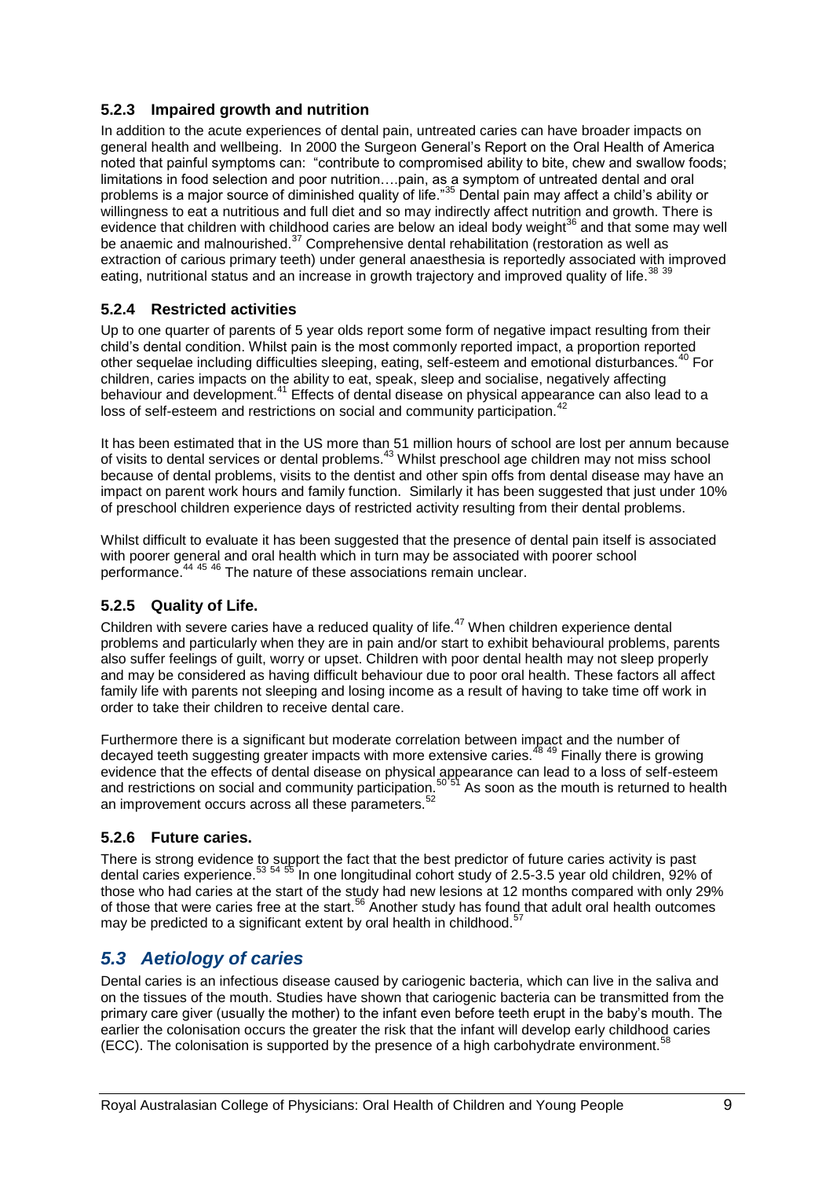### 5.2.3 Impaired growth and nutrition

In addition to the acute experiences of dental pain, untreated caries can have broader impacts on general health and wellbeing. In 2000 the Surgeon General's Report on the Oral Health of America noted that painful symptoms can: "contribute to compromised ability to bite, chew and swallow foods; limitations in food selection and poor nutrition….pain, as a symptom of untreated dental and oral problems is a major source of diminished quality of life."[35] Dental pain may affect a child's ability or willingness to eat a nutritious and full diet and so may indirectly affect nutrition and growth. There is evidence that children with childhood caries are below an ideal body weight[36] and that some may well be anaemic and malnourished.[37] Comprehensive dental rehabilitation (restoration as well as extraction of carious primary teeth) under general anaesthesia is reportedly associated with improved eating, nutritional status and an increase in growth trajectory and improved quality of life.[38 39]

### 5.2.4 Restricted activities

Up to one quarter of parents of 5 year olds report some form of negative impact resulting from their child's dental condition. Whilst pain is the most commonly reported impact, a proportion reported other sequelae including difficulties sleeping, eating, self-esteem and emotional disturbances.[40] For children, caries impacts on the ability to eat, speak, sleep and socialise, negatively affecting behaviour and development.[41] Effects of dental disease on physical appearance can also lead to a loss of self-esteem and restrictions on social and community participation.[42]

It has been estimated that in the US more than 51 million hours of school are lost per annum because of visits to dental services or dental problems.[43] Whilst preschool age children may not miss school because of dental problems, visits to the dentist and other spin offs from dental disease may have an impact on parent work hours and family function. Similarly it has been suggested that just under 10% of preschool children experience days of restricted activity resulting from their dental problems.

Whilst difficult to evaluate it has been suggested that the presence of dental pain itself is associated with poorer general and oral health which in turn may be associated with poorer school performance.[44 45 46] The nature of these associations remain unclear.

### 5.2.5 Quality of Life.

Children with severe caries have a reduced quality of life.[47] When children experience dental problems and particularly when they are in pain and/or start to exhibit behavioural problems, parents also suffer feelings of guilt, worry or upset. Children with poor dental health may not sleep properly and may be considered as having difficult behaviour due to poor oral health. These factors all affect family life with parents not sleeping and losing income as a result of having to take time off work in order to take their children to receive dental care.

Furthermore there is a significant but moderate correlation between impact and the number of decayed teeth suggesting greater impacts with more extensive caries.[48 49] Finally there is growing evidence that the effects of dental disease on physical appearance can lead to a loss of self-esteem and restrictions on social and community participation.[50 51] As soon as the mouth is returned to health an improvement occurs across all these parameters.[52]

### 5.2.6 Future caries.

There is strong evidence to support the fact that the best predictor of future caries activity is past dental caries experience.[53 54 55] In one longitudinal cohort study of 2.5-3.5 year old children, 92% of those who had caries at the start of the study had new lesions at 12 months compared with only 29% of those that were caries free at the start.[56] Another study has found that adult oral health outcomes may be predicted to a significant extent by oral health in childhood.[57]

## *5.3 Aetiology of caries*

Dental caries is an infectious disease caused by cariogenic bacteria, which can live in the saliva and on the tissues of the mouth. Studies have shown that cariogenic bacteria can be transmitted from the primary care giver (usually the mother) to the infant even before teeth erupt in the baby's mouth. The earlier the colonisation occurs the greater the risk that the infant will develop early childhood caries (ECC). The colonisation is supported by the presence of a high carbohydrate environment.[58]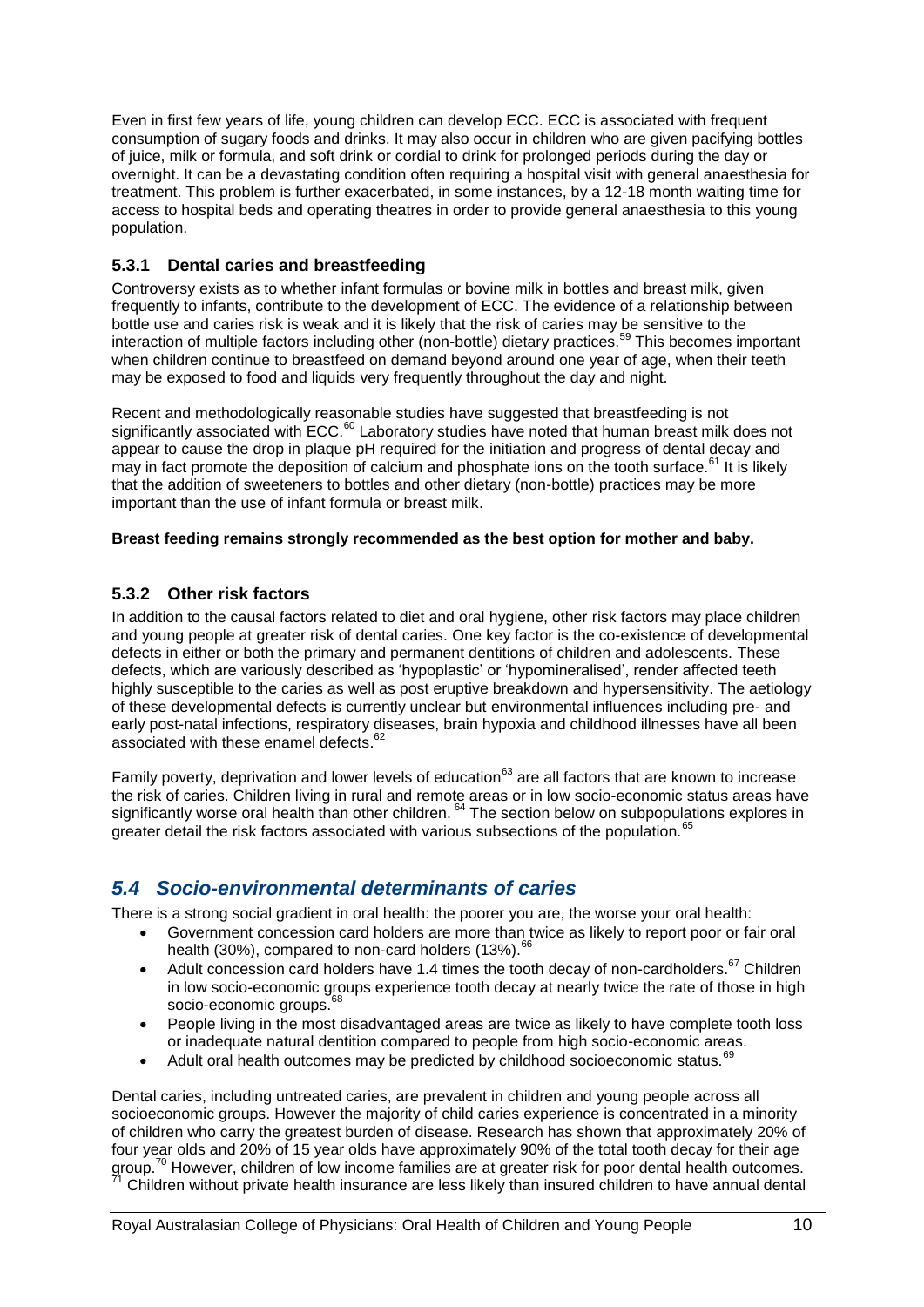Even in first few years of life, young children can develop ECC. ECC is associated with frequent consumption of sugary foods and drinks. It may also occur in children who are given pacifying bottles of juice, milk or formula, and soft drink or cordial to drink for prolonged periods during the day or overnight. It can be a devastating condition often requiring a hospital visit with general anaesthesia for treatment. This problem is further exacerbated, in some instances, by a 12-18 month waiting time for access to hospital beds and operating theatres in order to provide general anaesthesia to this young population.

### 5.3.1 Dental caries and breastfeeding

Controversy exists as to whether infant formulas or bovine milk in bottles and breast milk, given frequently to infants, contribute to the development of ECC. The evidence of a relationship between bottle use and caries risk is weak and it is likely that the risk of caries may be sensitive to the interaction of multiple factors including other (non-bottle) dietary practices.[59] This becomes important when children continue to breastfeed on demand beyond around one year of age, when their teeth may be exposed to food and liquids very frequently throughout the day and night.

Recent and methodologically reasonable studies have suggested that breastfeeding is not significantly associated with ECC.[60] Laboratory studies have noted that human breast milk does not appear to cause the drop in plaque pH required for the initiation and progress of dental decay and may in fact promote the deposition of calcium and phosphate ions on the tooth surface.[61] It is likely that the addition of sweeteners to bottles and other dietary (non-bottle) practices may be more important than the use of infant formula or breast milk.

**Breast feeding remains strongly recommended as the best option for mother and baby.**

### 5.3.2 Other risk factors

In addition to the causal factors related to diet and oral hygiene, other risk factors may place children and young people at greater risk of dental caries. One key factor is the co-existence of developmental defects in either or both the primary and permanent dentitions of children and adolescents. These defects, which are variously described as 'hypoplastic' or 'hypomineralised', render affected teeth highly susceptible to the caries as well as post eruptive breakdown and hypersensitivity. The aetiology of these developmental defects is currently unclear but environmental influences including pre- and early post-natal infections, respiratory diseases, brain hypoxia and childhood illnesses have all been associated with these enamel defects.[62]

Family poverty, deprivation and lower levels of education[63] are all factors that are known to increase the risk of caries. Children living in rural and remote areas or in low socio-economic status areas have significantly worse oral health than other children.[64] The section below on subpopulations explores in greater detail the risk factors associated with various subsections of the population.[65]

## *5.4 Socio-environmental determinants of caries*

There is a strong social gradient in oral health: the poorer you are, the worse your oral health:

- Government concession card holders are more than twice as likely to report poor or fair oral health (30%), compared to non-card holders (13%).[66]
- Adult concession card holders have 1.4 times the tooth decay of non-cardholders.[67] Children in low socio-economic groups experience tooth decay at nearly twice the rate of those in high socio-economic groups.[68]
- People living in the most disadvantaged areas are twice as likely to have complete tooth loss or inadequate natural dentition compared to people from high socio-economic areas.
- Adult oral health outcomes may be predicted by childhood socioeconomic status.[69]

Dental caries, including untreated caries, are prevalent in children and young people across all socioeconomic groups. However the majority of child caries experience is concentrated in a minority of children who carry the greatest burden of disease. Research has shown that approximately 20% of four year olds and 20% of 15 year olds have approximately 90% of the total tooth decay for their age group.[70] However, children of low income families are at greater risk for poor dental health outcomes.[71] Children without private health insurance are less likely than insured children to have annual dental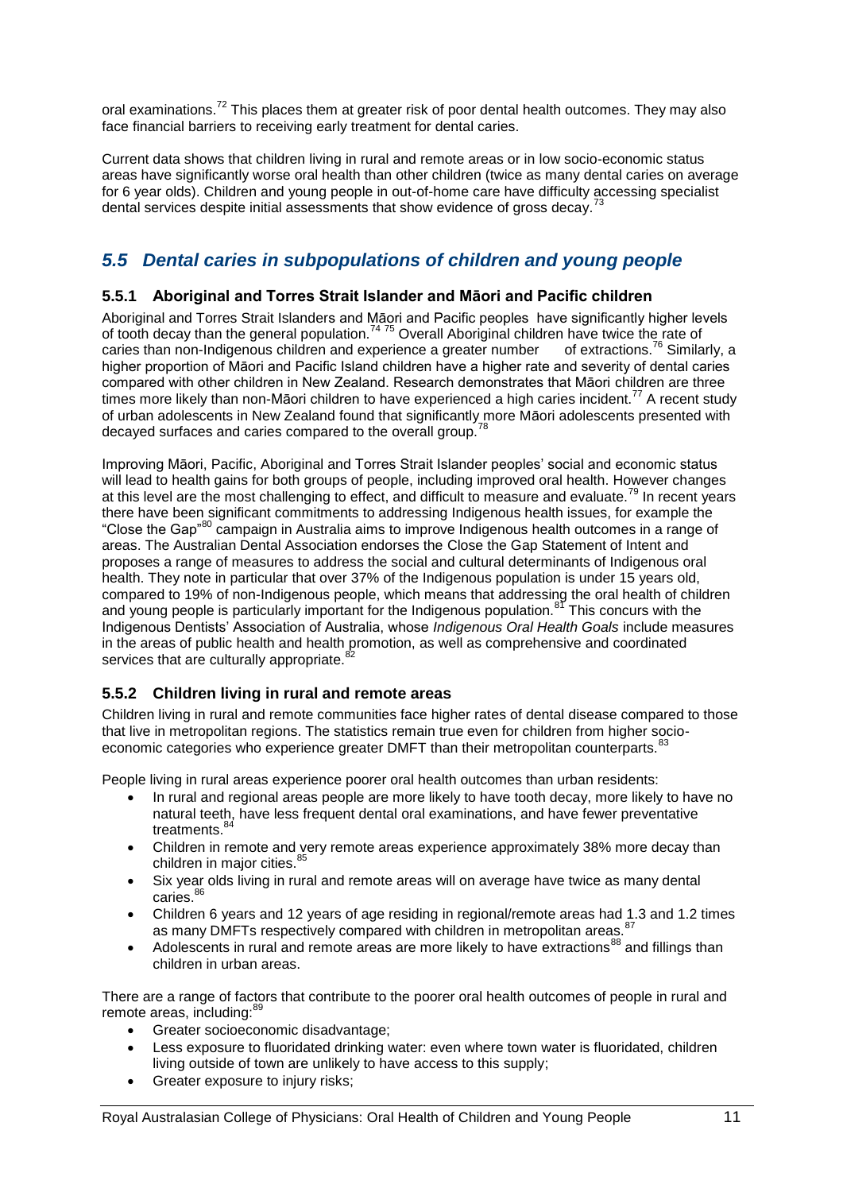oral examinations.[72] This places them at greater risk of poor dental health outcomes. They may also face financial barriers to receiving early treatment for dental caries.

Current data shows that children living in rural and remote areas or in low socio-economic status areas have significantly worse oral health than other children (twice as many dental caries on average for 6 year olds). Children and young people in out-of-home care have difficulty accessing specialist dental services despite initial assessments that show evidence of gross decay.[73]

## *5.5 Dental caries in subpopulations of children and young people*

### 5.5.1 Aboriginal and Torres Strait Islander and Māori and Pacific children

Aboriginal and Torres Strait Islanders and Māori and Pacific peoples have significantly higher levels of tooth decay than the general population.[74 75] Overall Aboriginal children have twice the rate of caries than non-Indigenous children and experience a greater number of extractions.[76] Similarly, a higher proportion of Māori and Pacific Island children have a higher rate and severity of dental caries compared with other children in New Zealand. Research demonstrates that Māori children are three times more likely than non-Māori children to have experienced a high caries incident.[77] A recent study of urban adolescents in New Zealand found that significantly more Māori adolescents presented with decayed surfaces and caries compared to the overall group.[78]

Improving Māori, Pacific, Aboriginal and Torres Strait Islander peoples' social and economic status will lead to health gains for both groups of people, including improved oral health. However changes at this level are the most challenging to effect, and difficult to measure and evaluate.[79] In recent years there have been significant commitments to addressing Indigenous health issues, for example the "Close the Gap"[80] campaign in Australia aims to improve Indigenous health outcomes in a range of areas. The Australian Dental Association endorses the Close the Gap Statement of Intent and proposes a range of measures to address the social and cultural determinants of Indigenous oral health. They note in particular that over 37% of the Indigenous population is under 15 years old, compared to 19% of non-Indigenous people, which means that addressing the oral health of children and young people is particularly important for the Indigenous population.[81] This concurs with the Indigenous Dentists' Association of Australia, whose *Indigenous Oral Health Goals* include measures in the areas of public health and health promotion, as well as comprehensive and coordinated services that are culturally appropriate.[82]

### 5.5.2 Children living in rural and remote areas

Children living in rural and remote communities face higher rates of dental disease compared to those that live in metropolitan regions. The statistics remain true even for children from higher socio-economic categories who experience greater DMFT than their metropolitan counterparts.[83]

People living in rural areas experience poorer oral health outcomes than urban residents:

- In rural and regional areas people are more likely to have tooth decay, more likely to have no natural teeth, have less frequent dental oral examinations, and have fewer preventative treatments.[84]
- Children in remote and very remote areas experience approximately 38% more decay than children in major cities.[85]
- Six year olds living in rural and remote areas will on average have twice as many dental caries.[86]
- Children 6 years and 12 years of age residing in regional/remote areas had 1.3 and 1.2 times as many DMFTs respectively compared with children in metropolitan areas.[87]
- Adolescents in rural and remote areas are more likely to have extractions[88] and fillings than children in urban areas.

There are a range of factors that contribute to the poorer oral health outcomes of people in rural and remote areas, including:[89]

- Greater socioeconomic disadvantage;
- Less exposure to fluoridated drinking water: even where town water is fluoridated, children living outside of town are unlikely to have access to this supply;
- Greater exposure to injury risks;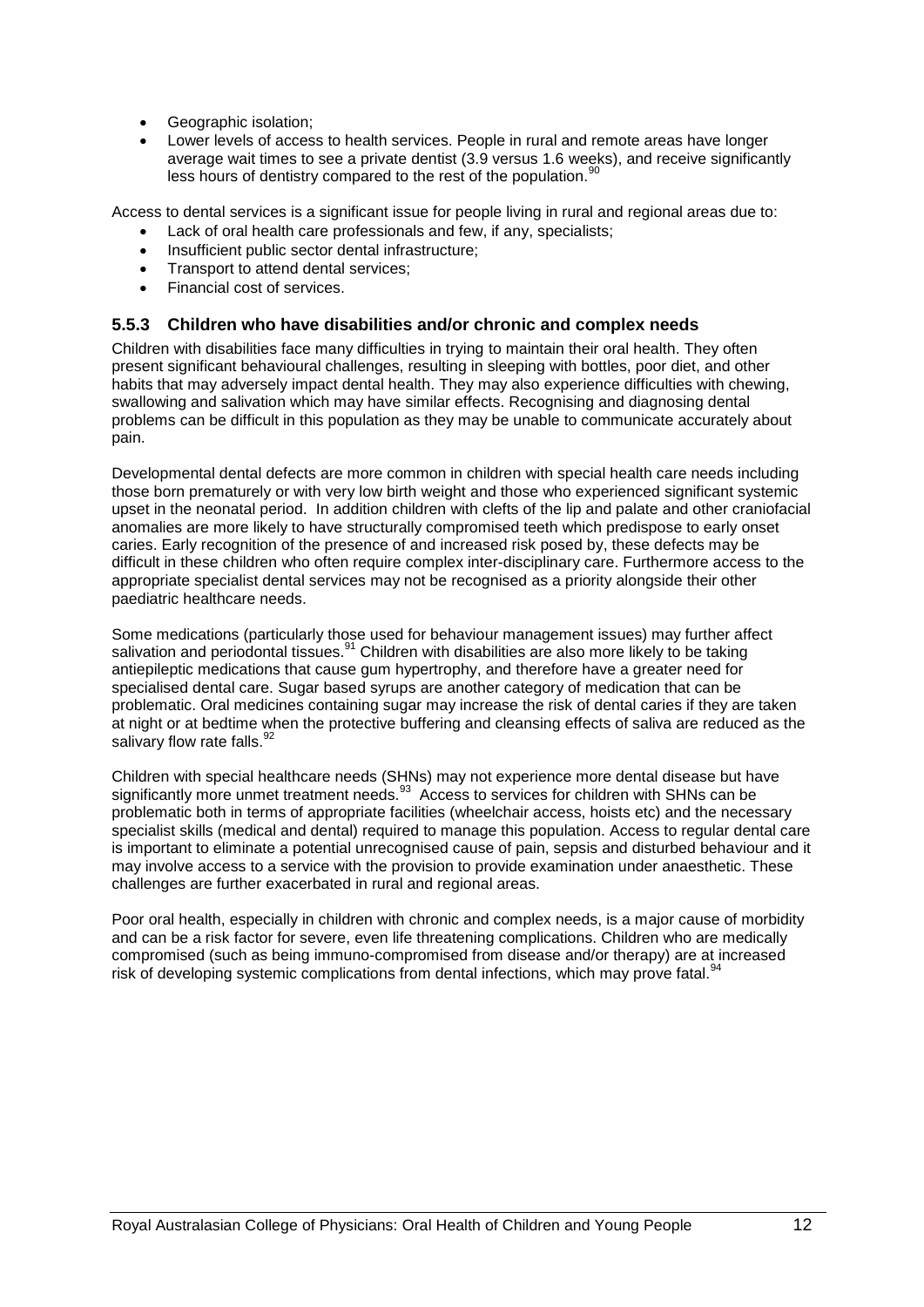- Geographic isolation;
- Lower levels of access to health services. People in rural and remote areas have longer average wait times to see a private dentist (3.9 versus 1.6 weeks), and receive significantly less hours of dentistry compared to the rest of the population.[90]

Access to dental services is a significant issue for people living in rural and regional areas due to:

- Lack of oral health care professionals and few, if any, specialists;
- Insufficient public sector dental infrastructure;
- Transport to attend dental services;
- Financial cost of services.

### 5.5.3 Children who have disabilities and/or chronic and complex needs

Children with disabilities face many difficulties in trying to maintain their oral health. They often present significant behavioural challenges, resulting in sleeping with bottles, poor diet, and other habits that may adversely impact dental health. They may also experience difficulties with chewing, swallowing and salivation which may have similar effects. Recognising and diagnosing dental problems can be difficult in this population as they may be unable to communicate accurately about pain.

Developmental dental defects are more common in children with special health care needs including those born prematurely or with very low birth weight and those who experienced significant systemic upset in the neonatal period. In addition children with clefts of the lip and palate and other craniofacial anomalies are more likely to have structurally compromised teeth which predispose to early onset caries. Early recognition of the presence of and increased risk posed by, these defects may be difficult in these children who often require complex inter-disciplinary care. Furthermore access to the appropriate specialist dental services may not be recognised as a priority alongside their other paediatric healthcare needs.

Some medications (particularly those used for behaviour management issues) may further affect salivation and periodontal tissues.[91] Children with disabilities are also more likely to be taking antiepileptic medications that cause gum hypertrophy, and therefore have a greater need for specialised dental care. Sugar based syrups are another category of medication that can be problematic. Oral medicines containing sugar may increase the risk of dental caries if they are taken at night or at bedtime when the protective buffering and cleansing effects of saliva are reduced as the salivary flow rate falls.[92]

Children with special healthcare needs (SHNs) may not experience more dental disease but have significantly more unmet treatment needs.[93] Access to services for children with SHNs can be problematic both in terms of appropriate facilities (wheelchair access, hoists etc) and the necessary specialist skills (medical and dental) required to manage this population. Access to regular dental care is important to eliminate a potential unrecognised cause of pain, sepsis and disturbed behaviour and it may involve access to a service with the provision to provide examination under anaesthetic. These challenges are further exacerbated in rural and regional areas.

Poor oral health, especially in children with chronic and complex needs, is a major cause of morbidity and can be a risk factor for severe, even life threatening complications. Children who are medically compromised (such as being immuno-compromised from disease and/or therapy) are at increased risk of developing systemic complications from dental infections, which may prove fatal.[94]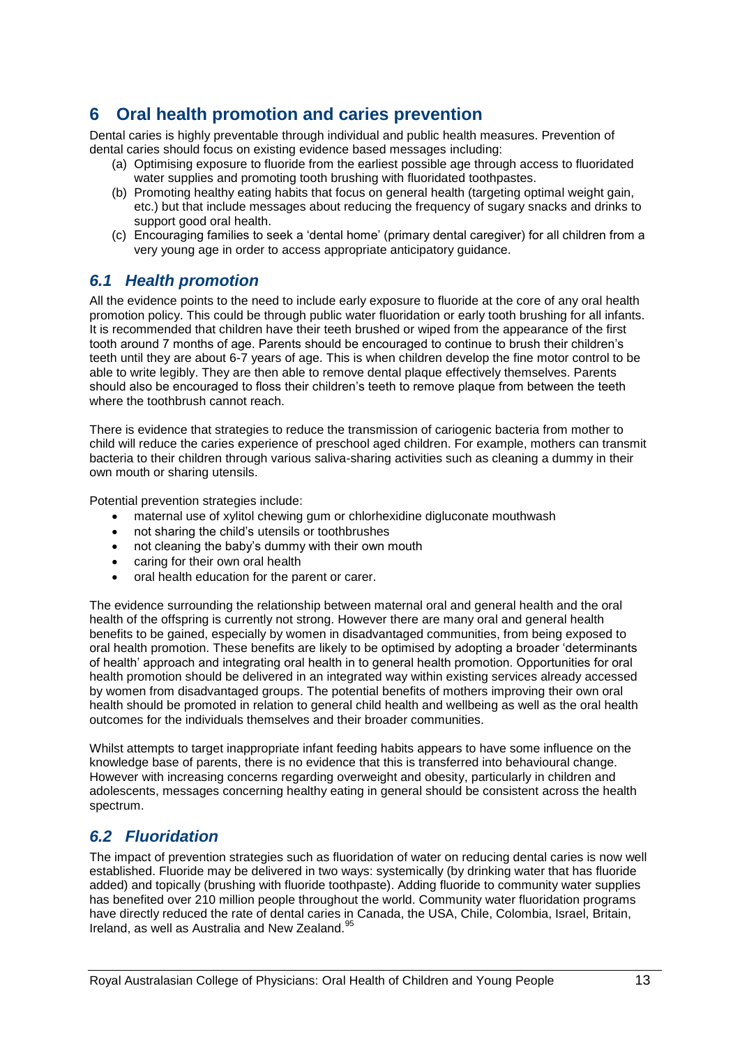## 6 Oral health promotion and caries prevention

Dental caries is highly preventable through individual and public health measures. Prevention of dental caries should focus on existing evidence based messages including:

(a) Optimising exposure to fluoride from the earliest possible age through access to fluoridated water supplies and promoting tooth brushing with fluoridated toothpastes.

(b) Promoting healthy eating habits that focus on general health (targeting optimal weight gain, etc.) but that include messages about reducing the frequency of sugary snacks and drinks to support good oral health.

(c) Encouraging families to seek a 'dental home' (primary dental caregiver) for all children from a very young age in order to access appropriate anticipatory guidance.

### *6.1 Health promotion*

All the evidence points to the need to include early exposure to fluoride at the core of any oral health promotion policy. This could be through public water fluoridation or early tooth brushing for all infants. It is recommended that children have their teeth brushed or wiped from the appearance of the first tooth around 7 months of age. Parents should be encouraged to continue to brush their children's teeth until they are about 6-7 years of age. This is when children develop the fine motor control to be able to write legibly. They are then able to remove dental plaque effectively themselves. Parents should also be encouraged to floss their children's teeth to remove plaque from between the teeth where the toothbrush cannot reach.

There is evidence that strategies to reduce the transmission of cariogenic bacteria from mother to child will reduce the caries experience of preschool aged children. For example, mothers can transmit bacteria to their children through various saliva-sharing activities such as cleaning a dummy in their own mouth or sharing utensils.

Potential prevention strategies include:

- maternal use of xylitol chewing gum or chlorhexidine digluconate mouthwash
- not sharing the child's utensils or toothbrushes
- not cleaning the baby's dummy with their own mouth
- caring for their own oral health
- oral health education for the parent or carer.

The evidence surrounding the relationship between maternal oral and general health and the oral health of the offspring is currently not strong. However there are many oral and general health benefits to be gained, especially by women in disadvantaged communities, from being exposed to oral health promotion. These benefits are likely to be optimised by adopting a broader 'determinants of health' approach and integrating oral health in to general health promotion. Opportunities for oral health promotion should be delivered in an integrated way within existing services already accessed by women from disadvantaged groups. The potential benefits of mothers improving their own oral health should be promoted in relation to general child health and wellbeing as well as the oral health outcomes for the individuals themselves and their broader communities.

Whilst attempts to target inappropriate infant feeding habits appears to have some influence on the knowledge base of parents, there is no evidence that this is transferred into behavioural change. However with increasing concerns regarding overweight and obesity, particularly in children and adolescents, messages concerning healthy eating in general should be consistent across the health spectrum.

### *6.2 Fluoridation*

The impact of prevention strategies such as fluoridation of water on reducing dental caries is now well established. Fluoride may be delivered in two ways: systemically (by drinking water that has fluoride added) and topically (brushing with fluoride toothpaste). Adding fluoride to community water supplies has benefited over 210 million people throughout the world. Community water fluoridation programs have directly reduced the rate of dental caries in Canada, the USA, Chile, Colombia, Israel, Britain, Ireland, as well as Australia and New Zealand.[95]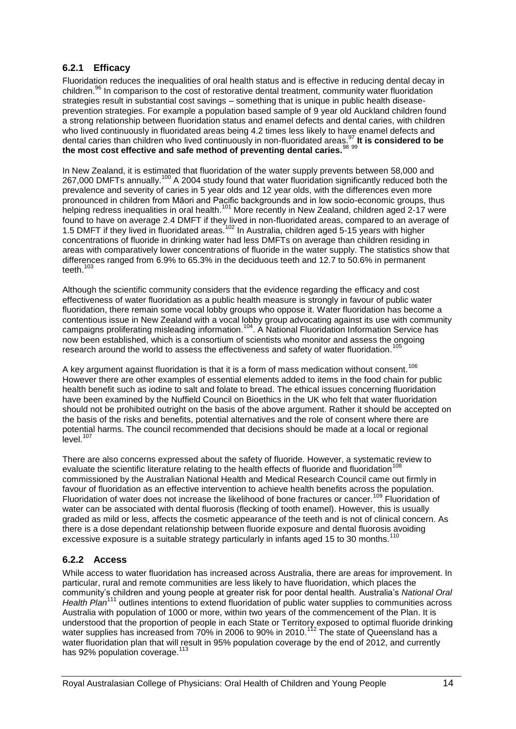### 6.2.1 Efficacy

Fluoridation reduces the inequalities of oral health status and is effective in reducing dental decay in children.[96] In comparison to the cost of restorative dental treatment, community water fluoridation strategies result in substantial cost savings – something that is unique in public health disease-prevention strategies. For example a population based sample of 9 year old Auckland children found a strong relationship between fluoridation status and enamel defects and dental caries, with children who lived continuously in fluoridated areas being 4.2 times less likely to have enamel defects and dental caries than children who lived continuously in non-fluoridated areas.[97] **It is considered to be the most cost effective and safe method of preventing dental caries.**[98 99]

In New Zealand, it is estimated that fluoridation of the water supply prevents between 58,000 and 267,000 DMFTs annually.[100] A 2004 study found that water fluoridation significantly reduced both the prevalence and severity of caries in 5 year olds and 12 year olds, with the differences even more pronounced in children from Māori and Pacific backgrounds and in low socio-economic groups, thus helping redress inequalities in oral health.[101] More recently in New Zealand, children aged 2-17 were found to have on average 2.4 DMFT if they lived in non-fluoridated areas, compared to an average of 1.5 DMFT if they lived in fluoridated areas.[102] In Australia, children aged 5-15 years with higher concentrations of fluoride in drinking water had less DMFTs on average than children residing in areas with comparatively lower concentrations of fluoride in the water supply. The statistics show that differences ranged from 6.9% to 65.3% in the deciduous teeth and 12.7 to 50.6% in permanent teeth.[103]

Although the scientific community considers that the evidence regarding the efficacy and cost effectiveness of water fluoridation as a public health measure is strongly in favour of public water fluoridation, there remain some vocal lobby groups who oppose it. Water fluoridation has become a contentious issue in New Zealand with a vocal lobby group advocating against its use with community campaigns proliferating misleading information.[104]. A National Fluoridation Information Service has now been established, which is a consortium of scientists who monitor and assess the ongoing research around the world to assess the effectiveness and safety of water fluoridation.[105]

A key argument against fluoridation is that it is a form of mass medication without consent.[106] However there are other examples of essential elements added to items in the food chain for public health benefit such as iodine to salt and folate to bread. The ethical issues concerning fluoridation have been examined by the Nuffield Council on Bioethics in the UK who felt that water fluoridation should not be prohibited outright on the basis of the above argument. Rather it should be accepted on the basis of the risks and benefits, potential alternatives and the role of consent where there are potential harms. The council recommended that decisions should be made at a local or regional level.[107]

There are also concerns expressed about the safety of fluoride. However, a systematic review to evaluate the scientific literature relating to the health effects of fluoride and fluoridation[108] commissioned by the Australian National Health and Medical Research Council came out firmly in favour of fluoridation as an effective intervention to achieve health benefits across the population. Fluoridation of water does not increase the likelihood of bone fractures or cancer.[109] Fluoridation of water can be associated with dental fluorosis (flecking of tooth enamel). However, this is usually graded as mild or less, affects the cosmetic appearance of the teeth and is not of clinical concern. As there is a dose dependant relationship between fluoride exposure and dental fluorosis avoiding excessive exposure is a suitable strategy particularly in infants aged 15 to 30 months.[110]

### 6.2.2 Access

While access to water fluoridation has increased across Australia, there are areas for improvement. In particular, rural and remote communities are less likely to have fluoridation, which places the community's children and young people at greater risk for poor dental health. Australia's *National Oral Health Plan*[111] outlines intentions to extend fluoridation of public water supplies to communities across Australia with population of 1000 or more, within two years of the commencement of the Plan. It is understood that the proportion of people in each State or Territory exposed to optimal fluoride drinking water supplies has increased from 70% in 2006 to 90% in 2010.[112] The state of Queensland has a water fluoridation plan that will result in 95% population coverage by the end of 2012, and currently has 92% population coverage.[113]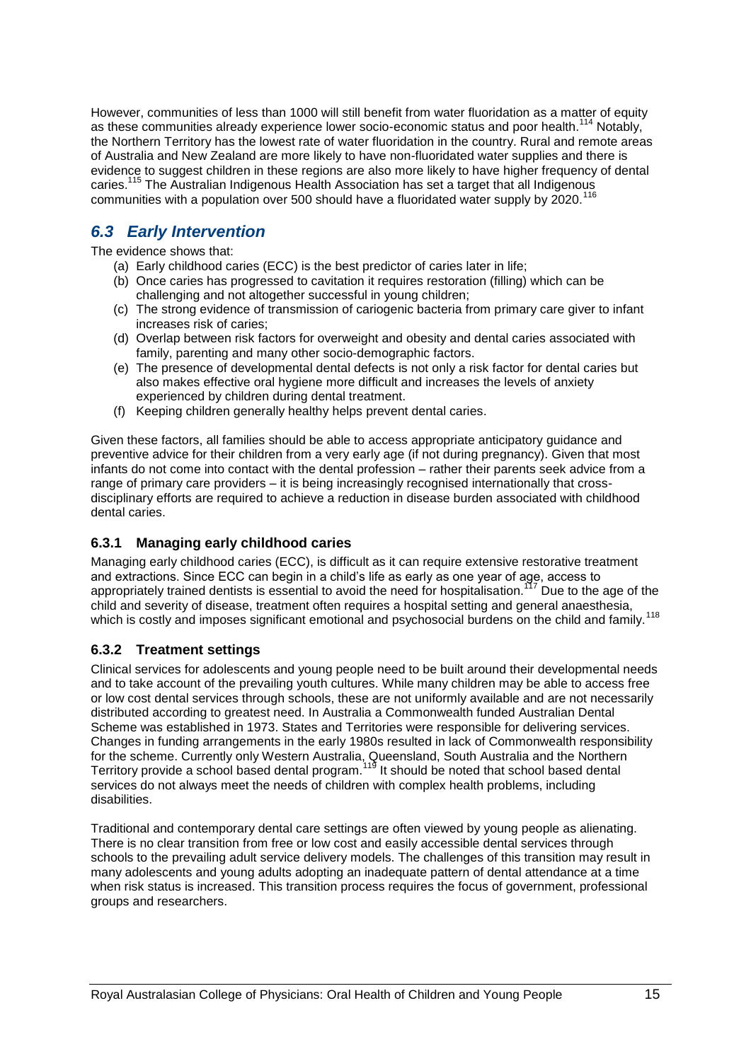However, communities of less than 1000 will still benefit from water fluoridation as a matter of equity as these communities already experience lower socio-economic status and poor health.[114] Notably, the Northern Territory has the lowest rate of water fluoridation in the country. Rural and remote areas of Australia and New Zealand are more likely to have non-fluoridated water supplies and there is evidence to suggest children in these regions are also more likely to have higher frequency of dental caries.[115] The Australian Indigenous Health Association has set a target that all Indigenous communities with a population over 500 should have a fluoridated water supply by 2020.[116]

## *6.3 Early Intervention*

The evidence shows that:

(a) Early childhood caries (ECC) is the best predictor of caries later in life;
(b) Once caries has progressed to cavitation it requires restoration (filling) which can be challenging and not altogether successful in young children;
(c) The strong evidence of transmission of cariogenic bacteria from primary care giver to infant increases risk of caries;
(d) Overlap between risk factors for overweight and obesity and dental caries associated with family, parenting and many other socio-demographic factors.
(e) The presence of developmental dental defects is not only a risk factor for dental caries but also makes effective oral hygiene more difficult and increases the levels of anxiety experienced by children during dental treatment.
(f) Keeping children generally healthy helps prevent dental caries.

Given these factors, all families should be able to access appropriate anticipatory guidance and preventive advice for their children from a very early age (if not during pregnancy). Given that most infants do not come into contact with the dental profession – rather their parents seek advice from a range of primary care providers – it is being increasingly recognised internationally that cross-disciplinary efforts are required to achieve a reduction in disease burden associated with childhood dental caries.

### 6.3.1 Managing early childhood caries

Managing early childhood caries (ECC), is difficult as it can require extensive restorative treatment and extractions. Since ECC can begin in a child's life as early as one year of age, access to appropriately trained dentists is essential to avoid the need for hospitalisation.[117] Due to the age of the child and severity of disease, treatment often requires a hospital setting and general anaesthesia, which is costly and imposes significant emotional and psychosocial burdens on the child and family.[118]

### 6.3.2 Treatment settings

Clinical services for adolescents and young people need to be built around their developmental needs and to take account of the prevailing youth cultures. While many children may be able to access free or low cost dental services through schools, these are not uniformly available and are not necessarily distributed according to greatest need. In Australia a Commonwealth funded Australian Dental Scheme was established in 1973. States and Territories were responsible for delivering services. Changes in funding arrangements in the early 1980s resulted in lack of Commonwealth responsibility for the scheme. Currently only Western Australia, Queensland, South Australia and the Northern Territory provide a school based dental program.[119] It should be noted that school based dental services do not always meet the needs of children with complex health problems, including disabilities.

Traditional and contemporary dental care settings are often viewed by young people as alienating. There is no clear transition from free or low cost and easily accessible dental services through schools to the prevailing adult service delivery models. The challenges of this transition may result in many adolescents and young adults adopting an inadequate pattern of dental attendance at a time when risk status is increased. This transition process requires the focus of government, professional groups and researchers.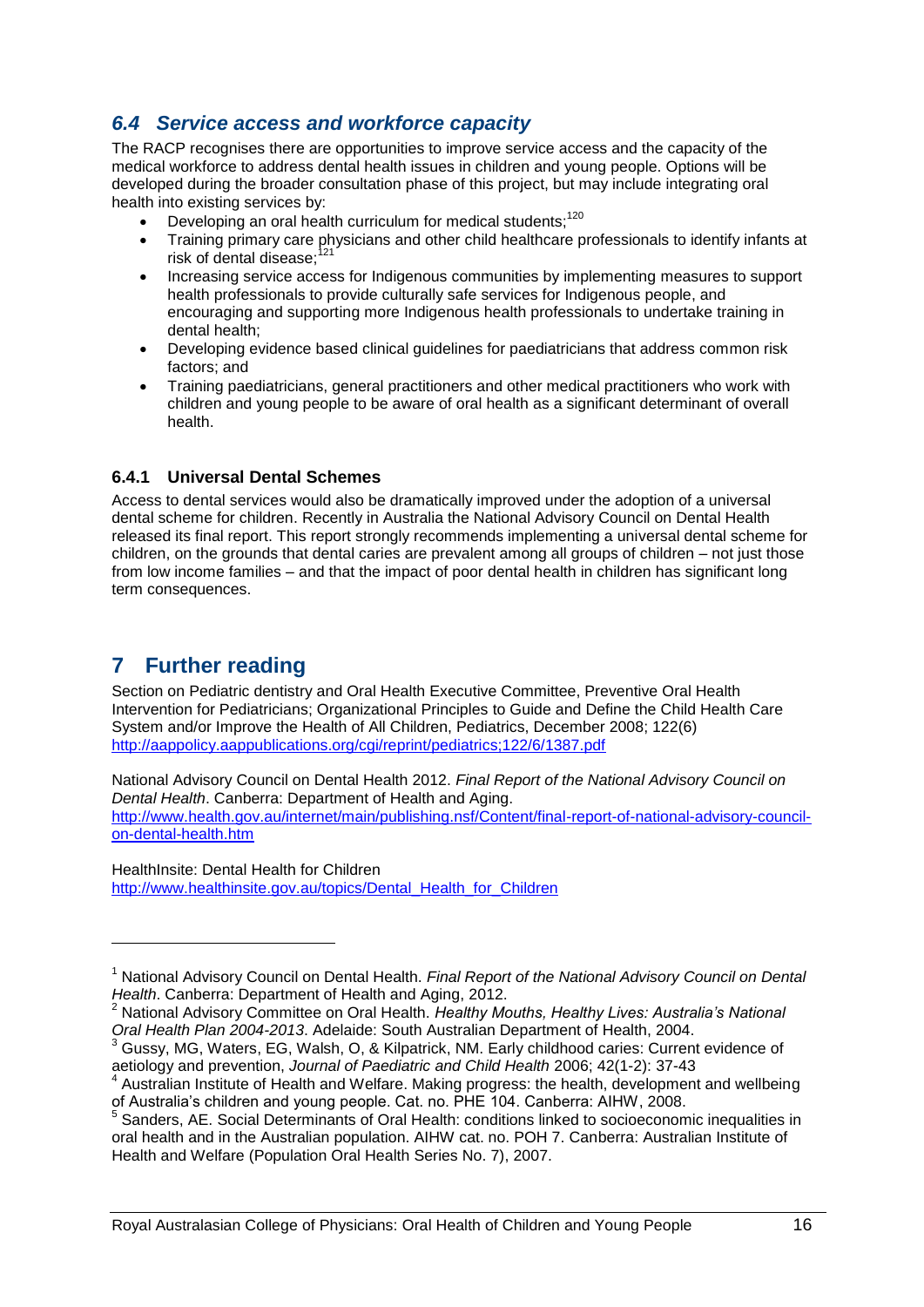## *6.4 Service access and workforce capacity*

The RACP recognises there are opportunities to improve service access and the capacity of the medical workforce to address dental health issues in children and young people. Options will be developed during the broader consultation phase of this project, but may include integrating oral health into existing services by:

- Developing an oral health curriculum for medical students;[120]
- Training primary care physicians and other child healthcare professionals to identify infants at risk of dental disease;[121]
- Increasing service access for Indigenous communities by implementing measures to support health professionals to provide culturally safe services for Indigenous people, and encouraging and supporting more Indigenous health professionals to undertake training in dental health;
- Developing evidence based clinical guidelines for paediatricians that address common risk factors; and
- Training paediatricians, general practitioners and other medical practitioners who work with children and young people to be aware of oral health as a significant determinant of overall health.

### 6.4.1 Universal Dental Schemes

Access to dental services would also be dramatically improved under the adoption of a universal dental scheme for children. Recently in Australia the National Advisory Council on Dental Health released its final report. This report strongly recommends implementing a universal dental scheme for children, on the grounds that dental caries are prevalent among all groups of children – not just those from low income families – and that the impact of poor dental health in children has significant long term consequences.

# 7 Further reading

Section on Pediatric dentistry and Oral Health Executive Committee, Preventive Oral Health Intervention for Pediatricians; Organizational Principles to Guide and Define the Child Health Care System and/or Improve the Health of All Children, Pediatrics, December 2008; 122(6) http://aappolicy.aappublications.org/cgi/reprint/pediatrics;122/6/1387.pdf

National Advisory Council on Dental Health 2012. *Final Report of the National Advisory Council on Dental Health*. Canberra: Department of Health and Aging. http://www.health.gov.au/internet/main/publishing.nsf/Content/final-report-of-national-advisory-council-on-dental-health.htm

HealthInsite: Dental Health for Children
http://www.healthinsite.gov.au/topics/Dental_Health_for_Children

---

[1] National Advisory Council on Dental Health. *Final Report of the National Advisory Council on Dental Health*. Canberra: Department of Health and Aging, 2012.

[2] National Advisory Committee on Oral Health. *Healthy Mouths, Healthy Lives: Australia's National Oral Health Plan 2004-2013*. Adelaide: South Australian Department of Health, 2004.

[3] Gussy, MG, Waters, EG, Walsh, O, & Kilpatrick, NM. Early childhood caries: Current evidence of aetiology and prevention, *Journal of Paediatric and Child Health* 2006; 42(1-2): 37-43

[4] Australian Institute of Health and Welfare. Making progress: the health, development and wellbeing of Australia's children and young people. Cat. no. PHE 104. Canberra: AIHW, 2008.

[5] Sanders, AE. Social Determinants of Oral Health: conditions linked to socioeconomic inequalities in oral health and in the Australian population. AIHW cat. no. POH 7. Canberra: Australian Institute of Health and Welfare (Population Oral Health Series No. 7), 2007.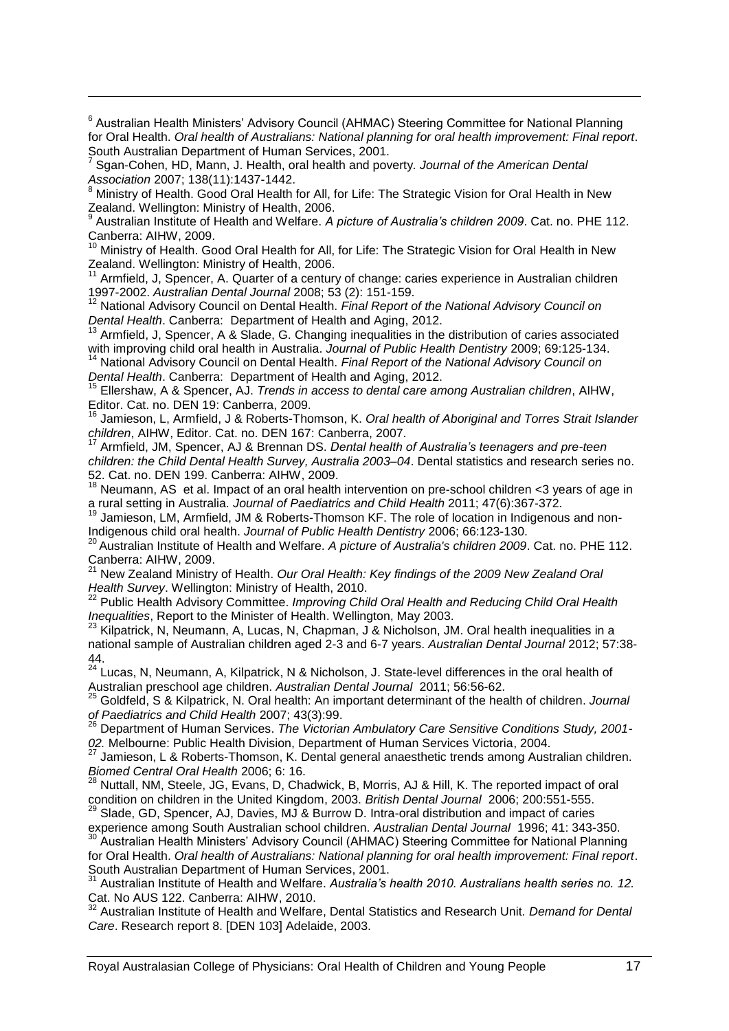[6] Australian Health Ministers' Advisory Council (AHMAC) Steering Committee for National Planning for Oral Health. *Oral health of Australians: National planning for oral health improvement: Final report*. South Australian Department of Human Services, 2001.

[7] Sgan-Cohen, HD, Mann, J. Health, oral health and poverty. *Journal of the American Dental Association* 2007; 138(11):1437-1442.

[8] Ministry of Health. Good Oral Health for All, for Life: The Strategic Vision for Oral Health in New Zealand. Wellington: Ministry of Health, 2006.

[9] Australian Institute of Health and Welfare. *A picture of Australia's children 2009*. Cat. no. PHE 112. Canberra: AIHW, 2009.

[10] Ministry of Health. Good Oral Health for All, for Life: The Strategic Vision for Oral Health in New Zealand. Wellington: Ministry of Health, 2006.

[11] Armfield, J, Spencer, A. Quarter of a century of change: caries experience in Australian children 1997-2002. *Australian Dental Journal* 2008; 53 (2): 151-159.

[12] National Advisory Council on Dental Health. *Final Report of the National Advisory Council on Dental Health*. Canberra: Department of Health and Aging, 2012.

[13] Armfield, J, Spencer, A & Slade, G. Changing inequalities in the distribution of caries associated with improving child oral health in Australia. *Journal of Public Health Dentistry* 2009; 69:125-134.

[14] National Advisory Council on Dental Health. *Final Report of the National Advisory Council on Dental Health*. Canberra: Department of Health and Aging, 2012.

[15] Ellershaw, A & Spencer, AJ. *Trends in access to dental care among Australian children*, AIHW, Editor. Cat. no. DEN 19: Canberra, 2009.

[16] Jamieson, L, Armfield, J & Roberts-Thomson, K. *Oral health of Aboriginal and Torres Strait Islander children*, AIHW, Editor. Cat. no. DEN 167: Canberra, 2007.

[17] Armfield, JM, Spencer, AJ & Brennan DS. *Dental health of Australia's teenagers and pre-teen children: the Child Dental Health Survey, Australia 2003–04*. Dental statistics and research series no. 52. Cat. no. DEN 199. Canberra: AIHW, 2009.

[18] Neumann, AS et al. Impact of an oral health intervention on pre-school children <3 years of age in a rural setting in Australia. *Journal of Paediatrics and Child Health* 2011; 47(6):367-372.

[19] Jamieson, LM, Armfield, JM & Roberts-Thomson KF. The role of location in Indigenous and non-Indigenous child oral health. *Journal of Public Health Dentistry* 2006; 66:123-130.

[20] Australian Institute of Health and Welfare. *A picture of Australia's children 2009*. Cat. no. PHE 112. Canberra: AIHW, 2009.

[21] New Zealand Ministry of Health. *Our Oral Health: Key findings of the 2009 New Zealand Oral Health Survey*. Wellington: Ministry of Health, 2010.

[22] Public Health Advisory Committee. *Improving Child Oral Health and Reducing Child Oral Health Inequalities*, Report to the Minister of Health. Wellington, May 2003.

[23] Kilpatrick, N, Neumann, A, Lucas, N, Chapman, J & Nicholson, JM. Oral health inequalities in a national sample of Australian children aged 2-3 and 6-7 years. *Australian Dental Journal* 2012; 57:38-44.

[24] Lucas, N, Neumann, A, Kilpatrick, N & Nicholson, J. State-level differences in the oral health of Australian preschool age children. *Australian Dental Journal* 2011; 56:56-62.

[25] Goldfeld, S & Kilpatrick, N. Oral health: An important determinant of the health of children. *Journal of Paediatrics and Child Health* 2007; 43(3):99.

[26] Department of Human Services. *The Victorian Ambulatory Care Sensitive Conditions Study, 2001-02.* Melbourne: Public Health Division, Department of Human Services Victoria, 2004.

[27] Jamieson, L & Roberts-Thomson, K. Dental general anaesthetic trends among Australian children. *Biomed Central Oral Health* 2006; 6: 16.

[28] Nuttall, NM, Steele, JG, Evans, D, Chadwick, B, Morris, AJ & Hill, K. The reported impact of oral condition on children in the United Kingdom, 2003. *British Dental Journal* 2006; 200:551-555.

[29] Slade, GD, Spencer, AJ, Davies, MJ & Burrow D. Intra-oral distribution and impact of caries experience among South Australian school children. *Australian Dental Journal* 1996; 41: 343-350.

[30] Australian Health Ministers' Advisory Council (AHMAC) Steering Committee for National Planning for Oral Health. *Oral health of Australians: National planning for oral health improvement: Final report*. South Australian Department of Human Services, 2001.

[31] Australian Institute of Health and Welfare. *Australia's health 2010. Australians health series no. 12.* Cat. No AUS 122. Canberra: AIHW, 2010.

[32] Australian Institute of Health and Welfare, Dental Statistics and Research Unit. *Demand for Dental Care*. Research report 8. [DEN 103] Adelaide, 2003.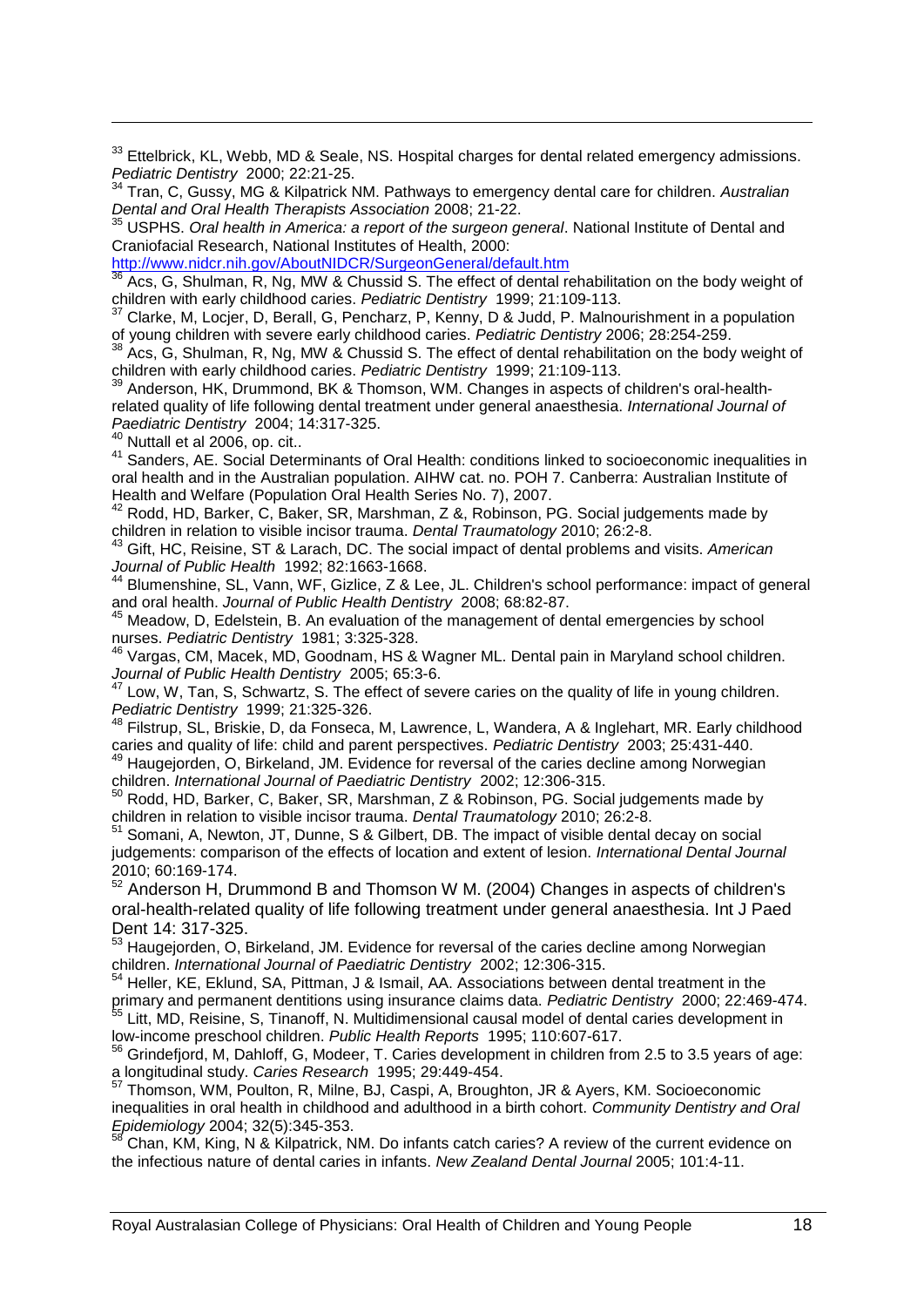[33] Ettelbrick, KL, Webb, MD & Seale, NS. Hospital charges for dental related emergency admissions. *Pediatric Dentistry* 2000; 22:21-25.

[34] Tran, C, Gussy, MG & Kilpatrick NM. Pathways to emergency dental care for children. *Australian Dental and Oral Health Therapists Association* 2008; 21-22.

[35] USPHS. *Oral health in America: a report of the surgeon general*. National Institute of Dental and Craniofacial Research, National Institutes of Health, 2000: http://www.nidcr.nih.gov/AboutNIDCR/SurgeonGeneral/default.htm

[36] Acs, G, Shulman, R, Ng, MW & Chussid S. The effect of dental rehabilitation on the body weight of children with early childhood caries. *Pediatric Dentistry* 1999; 21:109-113.

[37] Clarke, M, Locjer, D, Berall, G, Pencharz, P, Kenny, D & Judd, P. Malnourishment in a population of young children with severe early childhood caries. *Pediatric Dentistry* 2006; 28:254-259.

[38] Acs, G, Shulman, R, Ng, MW & Chussid S. The effect of dental rehabilitation on the body weight of children with early childhood caries. *Pediatric Dentistry* 1999; 21:109-113.

[39] Anderson, HK, Drummond, BK & Thomson, WM. Changes in aspects of children's oral-health-related quality of life following dental treatment under general anaesthesia. *International Journal of Paediatric Dentistry* 2004; 14:317-325.

[40] Nuttall et al 2006, op. cit..

[41] Sanders, AE. Social Determinants of Oral Health: conditions linked to socioeconomic inequalities in oral health and in the Australian population. AIHW cat. no. POH 7. Canberra: Australian Institute of Health and Welfare (Population Oral Health Series No. 7), 2007.

[42] Rodd, HD, Barker, C, Baker, SR, Marshman, Z &, Robinson, PG. Social judgements made by children in relation to visible incisor trauma. *Dental Traumatology* 2010; 26:2-8.

[43] Gift, HC, Reisine, ST & Larach, DC. The social impact of dental problems and visits. *American Journal of Public Health* 1992; 82:1663-1668.

[44] Blumenshine, SL, Vann, WF, Gizlice, Z & Lee, JL. Children's school performance: impact of general and oral health. *Journal of Public Health Dentistry* 2008; 68:82-87.

[45] Meadow, D, Edelstein, B. An evaluation of the management of dental emergencies by school nurses. *Pediatric Dentistry* 1981; 3:325-328.

[46] Vargas, CM, Macek, MD, Goodnam, HS & Wagner ML. Dental pain in Maryland school children. *Journal of Public Health Dentistry* 2005; 65:3-6.

[47] Low, W, Tan, S, Schwartz, S. The effect of severe caries on the quality of life in young children. *Pediatric Dentistry* 1999; 21:325-326.

[48] Filstrup, SL, Briskie, D, da Fonseca, M, Lawrence, L, Wandera, A & Inglehart, MR. Early childhood caries and quality of life: child and parent perspectives. *Pediatric Dentistry* 2003; 25:431-440.

[49] Haugejorden, O, Birkeland, JM. Evidence for reversal of the caries decline among Norwegian children. *International Journal of Paediatric Dentistry* 2002; 12:306-315.

[50] Rodd, HD, Barker, C, Baker, SR, Marshman, Z & Robinson, PG. Social judgements made by children in relation to visible incisor trauma. *Dental Traumatology* 2010; 26:2-8.

[51] Somani, A, Newton, JT, Dunne, S & Gilbert, DB. The impact of visible dental decay on social judgements: comparison of the effects of location and extent of lesion. *International Dental Journal* 2010; 60:169-174.

[52] Anderson H, Drummond B and Thomson W M. (2004) Changes in aspects of children's oral-health-related quality of life following treatment under general anaesthesia. Int J Paed Dent 14: 317-325.

[53] Haugejorden, O, Birkeland, JM. Evidence for reversal of the caries decline among Norwegian children. *International Journal of Paediatric Dentistry* 2002; 12:306-315.

[54] Heller, KE, Eklund, SA, Pittman, J & Ismail, AA. Associations between dental treatment in the primary and permanent dentitions using insurance claims data. *Pediatric Dentistry* 2000; 22:469-474.

[55] Litt, MD, Reisine, S, Tinanoff, N. Multidimensional causal model of dental caries development in low-income preschool children. *Public Health Reports* 1995; 110:607-617.

[56] Grindefjord, M, Dahloff, G, Modeer, T. Caries development in children from 2.5 to 3.5 years of age: a longitudinal study. *Caries Research* 1995; 29:449-454.

[57] Thomson, WM, Poulton, R, Milne, BJ, Caspi, A, Broughton, JR & Ayers, KM. Socioeconomic inequalities in oral health in childhood and adulthood in a birth cohort. *Community Dentistry and Oral Epidemiology* 2004; 32(5):345-353.

[58] Chan, KM, King, N & Kilpatrick, NM. Do infants catch caries? A review of the current evidence on the infectious nature of dental caries in infants. *New Zealand Dental Journal* 2005; 101:4-11.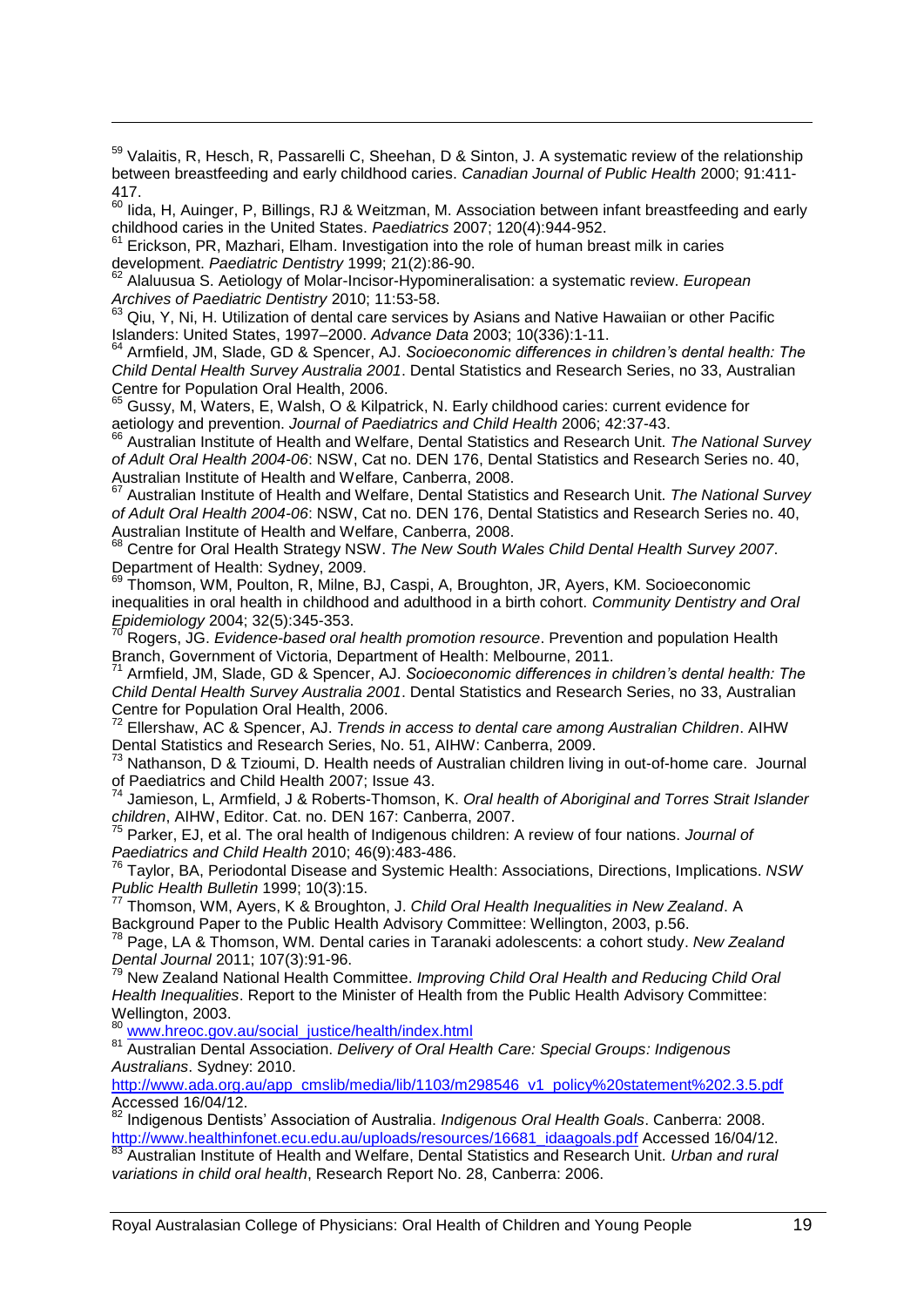[59] Valaitis, R, Hesch, R, Passarelli C, Sheehan, D & Sinton, J. A systematic review of the relationship between breastfeeding and early childhood caries. *Canadian Journal of Public Health* 2000; 91:411-417.

[60] Iida, H, Auinger, P, Billings, RJ & Weitzman, M. Association between infant breastfeeding and early childhood caries in the United States. *Paediatrics* 2007; 120(4):944-952.

[61] Erickson, PR, Mazhari, Elham. Investigation into the role of human breast milk in caries development. *Paediatric Dentistry* 1999; 21(2):86-90.

[62] Alaluusua S. Aetiology of Molar-Incisor-Hypomineralisation: a systematic review. *European Archives of Paediatric Dentistry* 2010; 11:53-58.

[63] Qiu, Y, Ni, H. Utilization of dental care services by Asians and Native Hawaiian or other Pacific Islanders: United States, 1997–2000. *Advance Data* 2003; 10(336):1-11.

[64] Armfield, JM, Slade, GD & Spencer, AJ. *Socioeconomic differences in children's dental health: The Child Dental Health Survey Australia 2001*. Dental Statistics and Research Series, no 33, Australian Centre for Population Oral Health, 2006.

[65] Gussy, M, Waters, E, Walsh, O & Kilpatrick, N. Early childhood caries: current evidence for aetiology and prevention. *Journal of Paediatrics and Child Health* 2006; 42:37-43.

[66] Australian Institute of Health and Welfare, Dental Statistics and Research Unit. *The National Survey of Adult Oral Health 2004-06*: NSW, Cat no. DEN 176, Dental Statistics and Research Series no. 40, Australian Institute of Health and Welfare, Canberra, 2008.

[67] Australian Institute of Health and Welfare, Dental Statistics and Research Unit. *The National Survey of Adult Oral Health 2004-06*: NSW, Cat no. DEN 176, Dental Statistics and Research Series no. 40, Australian Institute of Health and Welfare, Canberra, 2008.

[68] Centre for Oral Health Strategy NSW. *The New South Wales Child Dental Health Survey 2007*. Department of Health: Sydney, 2009.

[69] Thomson, WM, Poulton, R, Milne, BJ, Caspi, A, Broughton, JR, Ayers, KM. Socioeconomic inequalities in oral health in childhood and adulthood in a birth cohort. *Community Dentistry and Oral Epidemiology* 2004; 32(5):345-353.

[70] Rogers, JG. *Evidence-based oral health promotion resource*. Prevention and population Health Branch, Government of Victoria, Department of Health: Melbourne, 2011.

[71] Armfield, JM, Slade, GD & Spencer, AJ. *Socioeconomic differences in children's dental health: The Child Dental Health Survey Australia 2001*. Dental Statistics and Research Series, no 33, Australian Centre for Population Oral Health, 2006.

[72] Ellershaw, AC & Spencer, AJ. *Trends in access to dental care among Australian Children*. AIHW Dental Statistics and Research Series, No. 51, AIHW: Canberra, 2009.

[73] Nathanson, D & Tzioumi, D. Health needs of Australian children living in out-of-home care. Journal of Paediatrics and Child Health 2007; Issue 43.

[74] Jamieson, L, Armfield, J & Roberts-Thomson, K. *Oral health of Aboriginal and Torres Strait Islander children*, AIHW, Editor. Cat. no. DEN 167: Canberra, 2007.

[75] Parker, EJ, et al. The oral health of Indigenous children: A review of four nations. *Journal of Paediatrics and Child Health* 2010; 46(9):483-486.

[76] Taylor, BA, Periodontal Disease and Systemic Health: Associations, Directions, Implications. *NSW Public Health Bulletin* 1999; 10(3):15.

[77] Thomson, WM, Ayers, K & Broughton, J. *Child Oral Health Inequalities in New Zealand*. A Background Paper to the Public Health Advisory Committee: Wellington, 2003, p.56.

[78] Page, LA & Thomson, WM. Dental caries in Taranaki adolescents: a cohort study. *New Zealand Dental Journal* 2011; 107(3):91-96.

[79] New Zealand National Health Committee. *Improving Child Oral Health and Reducing Child Oral Health Inequalities*. Report to the Minister of Health from the Public Health Advisory Committee: Wellington, 2003.

[80] www.hreoc.gov.au/social_justice/health/index.html

[81] Australian Dental Association. *Delivery of Oral Health Care: Special Groups: Indigenous Australians*. Sydney: 2010. http://www.ada.org.au/app_cmslib/media/lib/1103/m298546_v1_policy%20statement%202.3.5.pdf Accessed 16/04/12.

[82] Indigenous Dentists' Association of Australia. *Indigenous Oral Health Goals*. Canberra: 2008. http://www.healthinfonet.ecu.edu.au/uploads/resources/16681_idaagoals.pdf Accessed 16/04/12.

[83] Australian Institute of Health and Welfare, Dental Statistics and Research Unit. *Urban and rural variations in child oral health*, Research Report No. 28, Canberra: 2006.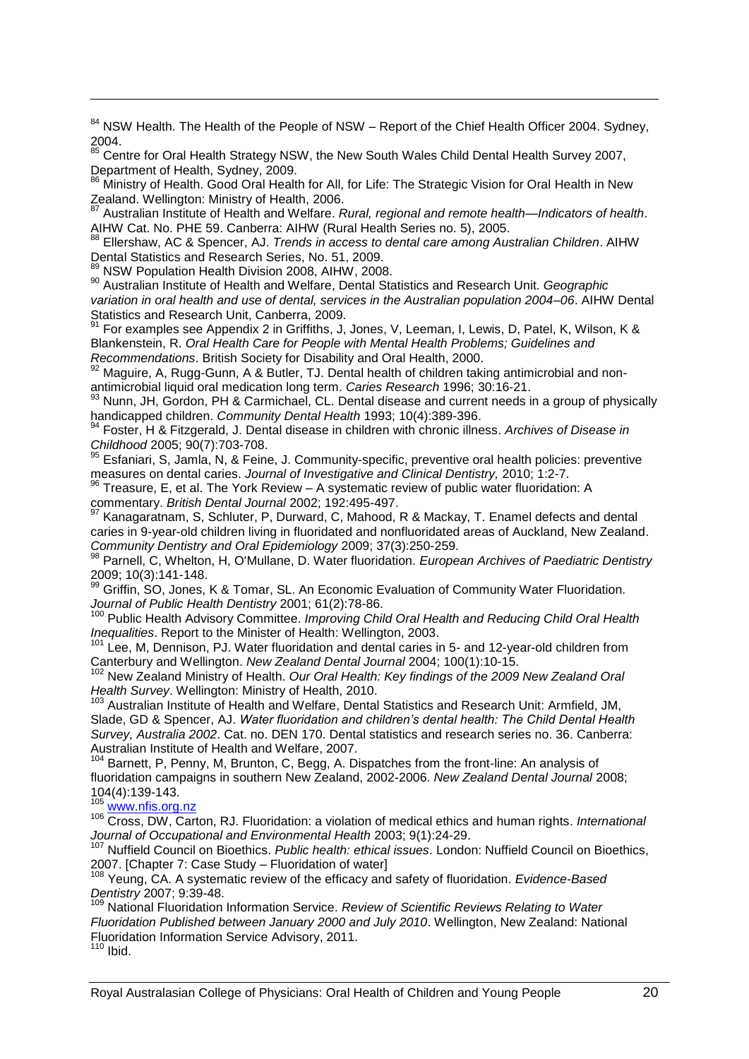[84] NSW Health. The Health of the People of NSW – Report of the Chief Health Officer 2004. Sydney, 2004.

[85] Centre for Oral Health Strategy NSW, the New South Wales Child Dental Health Survey 2007, Department of Health, Sydney, 2009.

[86] Ministry of Health. Good Oral Health for All, for Life: The Strategic Vision for Oral Health in New Zealand. Wellington: Ministry of Health, 2006.

[87] Australian Institute of Health and Welfare. *Rural, regional and remote health—Indicators of health*. AIHW Cat. No. PHE 59. Canberra: AIHW (Rural Health Series no. 5), 2005.

[88] Ellershaw, AC & Spencer, AJ. *Trends in access to dental care among Australian Children*. AIHW Dental Statistics and Research Series, No. 51, 2009.

[89] NSW Population Health Division 2008, AIHW, 2008.

[90] Australian Institute of Health and Welfare, Dental Statistics and Research Unit. *Geographic variation in oral health and use of dental, services in the Australian population 2004–06*. AIHW Dental Statistics and Research Unit, Canberra, 2009.

[91] For examples see Appendix 2 in Griffiths, J, Jones, V, Leeman, I, Lewis, D, Patel, K, Wilson, K & Blankenstein, R. *Oral Health Care for People with Mental Health Problems; Guidelines and Recommendations*. British Society for Disability and Oral Health, 2000.

[92] Maguire, A, Rugg-Gunn, A & Butler, TJ. Dental health of children taking antimicrobial and non-antimicrobial liquid oral medication long term. *Caries Research* 1996; 30:16-21.

[93] Nunn, JH, Gordon, PH & Carmichael, CL. Dental disease and current needs in a group of physically handicapped children. *Community Dental Health* 1993; 10(4):389-396.

[94] Foster, H & Fitzgerald, J. Dental disease in children with chronic illness. *Archives of Disease in Childhood* 2005; 90(7):703-708.

[95] Esfaniari, S, Jamla, N, & Feine, J. Community-specific, preventive oral health policies: preventive measures on dental caries. *Journal of Investigative and Clinical Dentistry,* 2010; 1:2-7.

[96] Treasure, E, et al. The York Review – A systematic review of public water fluoridation: A commentary. *British Dental Journal* 2002; 192:495-497.

[97] Kanagaratnam, S, Schluter, P, Durward, C, Mahood, R & Mackay, T. Enamel defects and dental caries in 9-year-old children living in fluoridated and nonfluoridated areas of Auckland, New Zealand. *Community Dentistry and Oral Epidemiology* 2009; 37(3):250-259.

[98] Parnell, C, Whelton, H, O'Mullane, D. Water fluoridation. *European Archives of Paediatric Dentistry* 2009; 10(3):141-148.

[99] Griffin, SO, Jones, K & Tomar, SL. An Economic Evaluation of Community Water Fluoridation. *Journal of Public Health Dentistry* 2001; 61(2):78-86.

[100] Public Health Advisory Committee. *Improving Child Oral Health and Reducing Child Oral Health Inequalities*. Report to the Minister of Health: Wellington, 2003.

[101] Lee, M, Dennison, PJ. Water fluoridation and dental caries in 5- and 12-year-old children from Canterbury and Wellington. *New Zealand Dental Journal* 2004; 100(1):10-15.

[102] New Zealand Ministry of Health. *Our Oral Health: Key findings of the 2009 New Zealand Oral Health Survey*. Wellington: Ministry of Health, 2010.

[103] Australian Institute of Health and Welfare, Dental Statistics and Research Unit: Armfield, JM, Slade, GD & Spencer, AJ. *Water fluoridation and children's dental health: The Child Dental Health Survey, Australia 2002*. Cat. no. DEN 170. Dental statistics and research series no. 36. Canberra: Australian Institute of Health and Welfare, 2007.

[104] Barnett, P, Penny, M, Brunton, C, Begg, A. Dispatches from the front-line: An analysis of fluoridation campaigns in southern New Zealand, 2002-2006. *New Zealand Dental Journal* 2008; 104(4):139-143.

[105] www.nfis.org.nz

[106] Cross, DW, Carton, RJ. Fluoridation: a violation of medical ethics and human rights. *International Journal of Occupational and Environmental Health* 2003; 9(1):24-29.

[107] Nuffield Council on Bioethics. *Public health: ethical issues*. London: Nuffield Council on Bioethics, 2007. [Chapter 7: Case Study – Fluoridation of water]

[108] Yeung, CA. A systematic review of the efficacy and safety of fluoridation. *Evidence-Based Dentistry* 2007; 9:39-48.

[109] National Fluoridation Information Service. *Review of Scientific Reviews Relating to Water Fluoridation Published between January 2000 and July 2010*. Wellington, New Zealand: National Fluoridation Information Service Advisory, 2011.

[110] Ibid.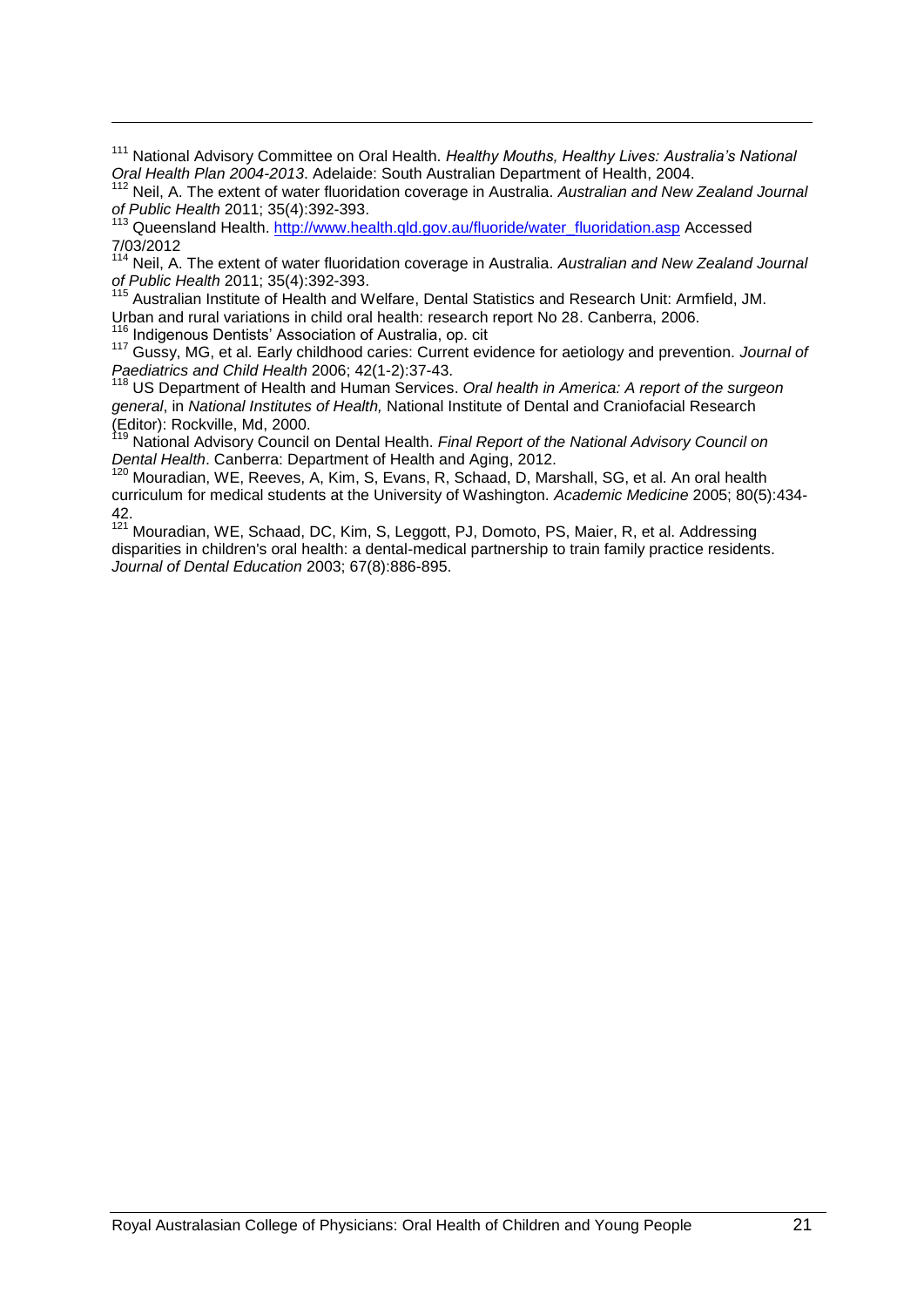[111] National Advisory Committee on Oral Health. *Healthy Mouths, Healthy Lives: Australia's National Oral Health Plan 2004-2013*. Adelaide: South Australian Department of Health, 2004.

[112] Neil, A. The extent of water fluoridation coverage in Australia. *Australian and New Zealand Journal of Public Health* 2011; 35(4):392-393.

[113] Queensland Health. http://www.health.qld.gov.au/fluoride/water_fluoridation.asp Accessed 7/03/2012

[114] Neil, A. The extent of water fluoridation coverage in Australia. *Australian and New Zealand Journal of Public Health* 2011; 35(4):392-393.

[115] Australian Institute of Health and Welfare, Dental Statistics and Research Unit: Armfield, JM. Urban and rural variations in child oral health: research report No 28. Canberra, 2006.

[116] Indigenous Dentists' Association of Australia, op. cit

[117] Gussy, MG, et al. Early childhood caries: Current evidence for aetiology and prevention. *Journal of Paediatrics and Child Health* 2006; 42(1-2):37-43.

[118] US Department of Health and Human Services. *Oral health in America: A report of the surgeon general*, in *National Institutes of Health,* National Institute of Dental and Craniofacial Research (Editor): Rockville, Md, 2000.

[119] National Advisory Council on Dental Health. *Final Report of the National Advisory Council on Dental Health*. Canberra: Department of Health and Aging, 2012.

[120] Mouradian, WE, Reeves, A, Kim, S, Evans, R, Schaad, D, Marshall, SG, et al. An oral health curriculum for medical students at the University of Washington. *Academic Medicine* 2005; 80(5):434-42.

[121] Mouradian, WE, Schaad, DC, Kim, S, Leggott, PJ, Domoto, PS, Maier, R, et al. Addressing disparities in children's oral health: a dental-medical partnership to train family practice residents. *Journal of Dental Education* 2003; 67(8):886-895.